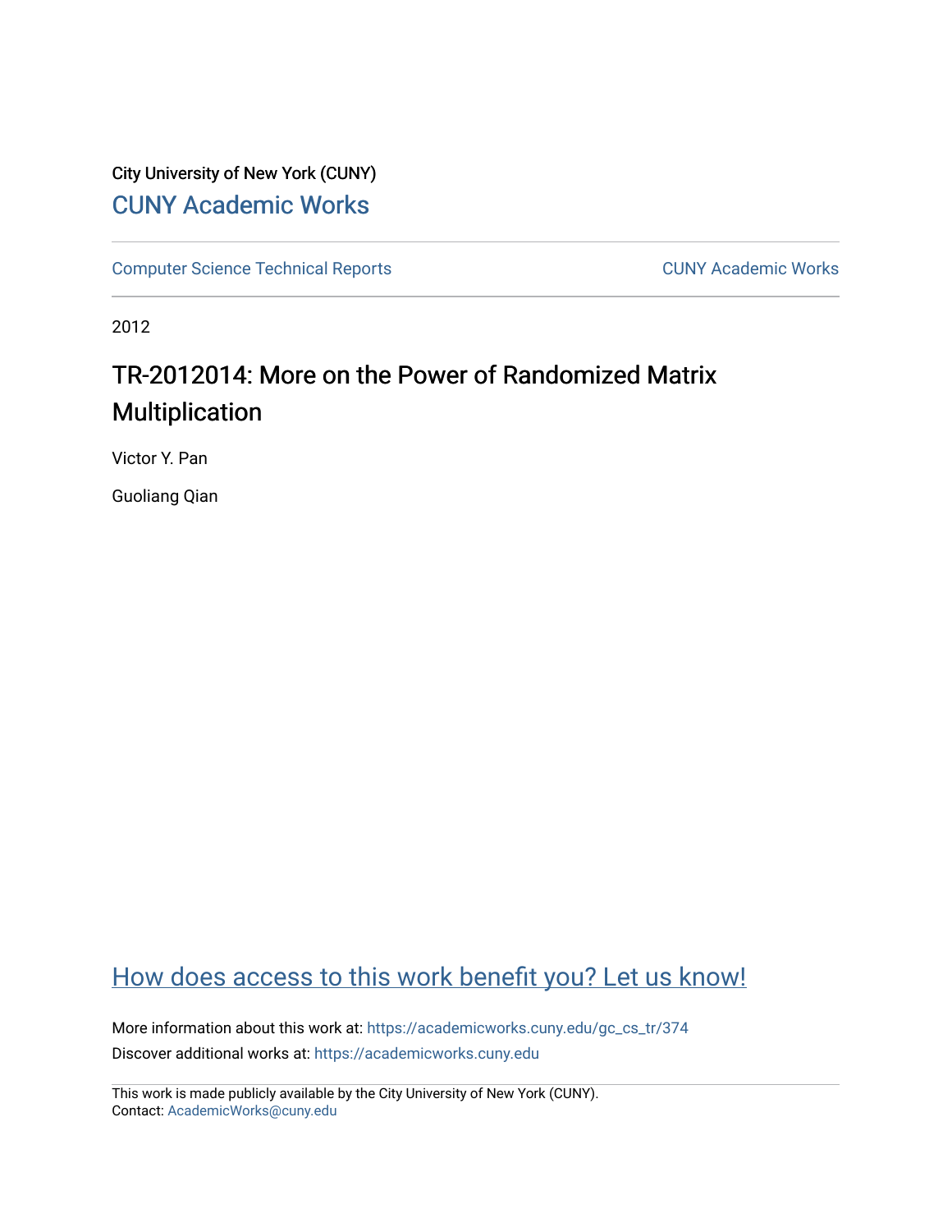City University of New York (CUNY)

CUNY Academic Works

Computer Science Technical Reports

CUNY Academic Works

2012

# TR-2012014: More on the Power of Randomized Matrix Multiplication

Victor Y. Pan

Guoliang Qian

How does access to this work benefit you? Let us know!

More information about this work at: https://academicworks.cuny.edu/gc_cs_tr/374

Discover additional works at: https://academicworks.cuny.edu

This work is made publicly available by the City University of New York (CUNY).
Contact: AcademicWorks@cuny.edu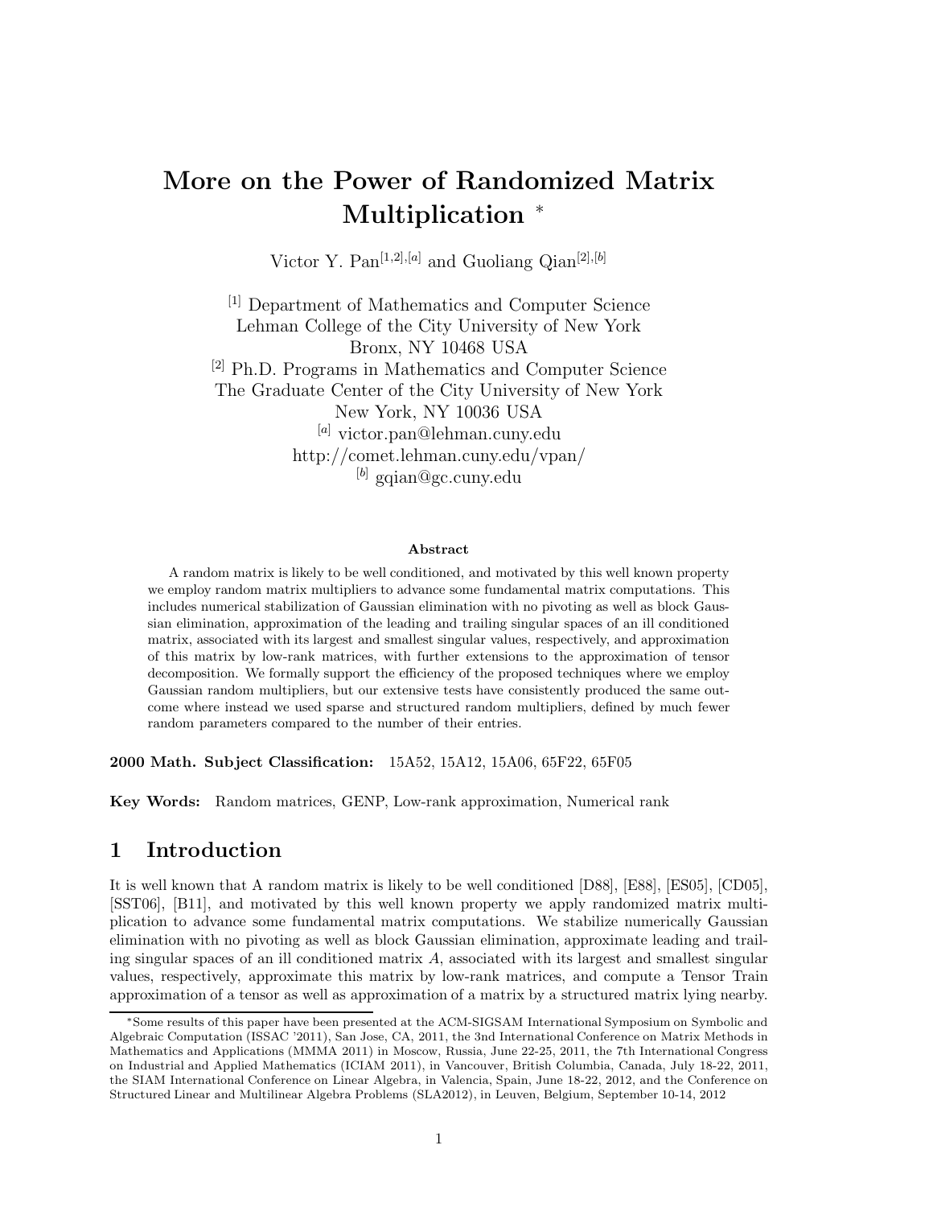# More on the Power of Randomized Matrix Multiplication *

Victor Y. Pan[1,2],[a] and Guoliang Qian[2],[b]

[1] Department of Mathematics and Computer Science
Lehman College of the City University of New York
Bronx, NY 10468 USA
[2] Ph.D. Programs in Mathematics and Computer Science
The Graduate Center of the City University of New York
New York, NY 10036 USA
[a] victor.pan@lehman.cuny.edu
http://comet.lehman.cuny.edu/vpan/
[b] gqian@gc.cuny.edu

**Abstract**

A random matrix is likely to be well conditioned, and motivated by this well known property we employ random matrix multipliers to advance some fundamental matrix computations. This includes numerical stabilization of Gaussian elimination with no pivoting as well as block Gaussian elimination, approximation of the leading and trailing singular spaces of an ill conditioned matrix, associated with its largest and smallest singular values, respectively, and approximation of this matrix by low-rank matrices, with further extensions to the approximation of tensor decomposition. We formally support the efficiency of the proposed techniques where we employ Gaussian random multipliers, but our extensive tests have consistently produced the same outcome where instead we used sparse and structured random multipliers, defined by much fewer random parameters compared to the number of their entries.

**2000 Math. Subject Classification:** 15A52, 15A12, 15A06, 65F22, 65F05

**Key Words:** Random matrices, GENP, Low-rank approximation, Numerical rank

## 1 Introduction

It is well known that A random matrix is likely to be well conditioned [D88], [E88], [ES05], [CD05], [SST06], [B11], and motivated by this well known property we apply randomized matrix multiplication to advance some fundamental matrix computations. We stabilize numerically Gaussian elimination with no pivoting as well as block Gaussian elimination, approximate leading and trailing singular spaces of an ill conditioned matrix $A$, associated with its largest and smallest singular values, respectively, approximate this matrix by low-rank matrices, and compute a Tensor Train approximation of a tensor as well as approximation of a matrix by a structured matrix lying nearby.

*Some results of this paper have been presented at the ACM-SIGSAM International Symposium on Symbolic and Algebraic Computation (ISSAC '2011), San Jose, CA, 2011, the 3nd International Conference on Matrix Methods in Mathematics and Applications (MMMA 2011) in Moscow, Russia, June 22-25, 2011, the 7th International Congress on Industrial and Applied Mathematics (ICIAM 2011), in Vancouver, British Columbia, Canada, July 18-22, 2011, the SIAM International Conference on Linear Algebra, in Valencia, Spain, June 18-22, 2012, and the Conference on Structured Linear and Multilinear Algebra Problems (SLA2012), in Leuven, Belgium, September 10-14, 2012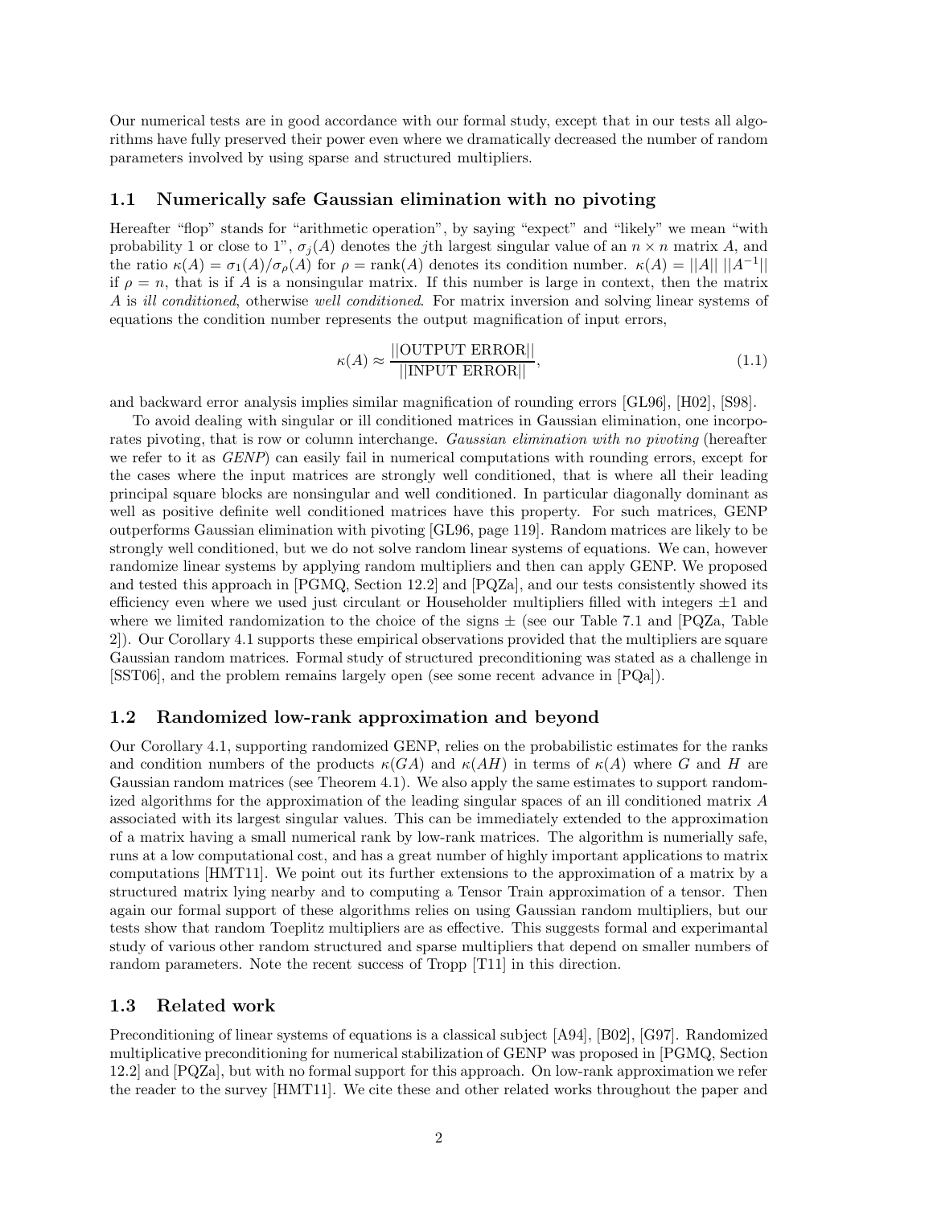Our numerical tests are in good accordance with our formal study, except that in our tests all algorithms have fully preserved their power even where we dramatically decreased the number of random parameters involved by using sparse and structured multipliers.

## 1.1 Numerically safe Gaussian elimination with no pivoting

Hereafter "flop" stands for "arithmetic operation", by saying "expect" and "likely" we mean "with probability 1 or close to 1", $\sigma_j(A)$ denotes the $j$th largest singular value of an $n \times n$ matrix $A$, and the ratio $\kappa(A) = \sigma_1(A)/\sigma_\rho(A)$ for $\rho = \text{rank}(A)$ denotes its condition number. $\kappa(A) = ||A|| \, ||A^{-1}||$ if $\rho = n$, that is if $A$ is a nonsingular matrix. If this number is large in context, then the matrix $A$ is *ill conditioned*, otherwise *well conditioned*. For matrix inversion and solving linear systems of equations the condition number represents the output magnification of input errors,

$$\kappa(A) \approx \frac{||\text{OUTPUT ERROR}||}{||\text{INPUT ERROR}||}, \tag{1.1}$$

and backward error analysis implies similar magnification of rounding errors [GL96], [H02], [S98].

To avoid dealing with singular or ill conditioned matrices in Gaussian elimination, one incorporates pivoting, that is row or column interchange. *Gaussian elimination with no pivoting* (hereafter we refer to it as *GENP*) can easily fail in numerical computations with rounding errors, except for the cases where the input matrices are strongly well conditioned, that is where all their leading principal square blocks are nonsingular and well conditioned. In particular diagonally dominant as well as positive definite well conditioned matrices have this property. For such matrices, GENP outperforms Gaussian elimination with pivoting [GL96, page 119]. Random matrices are likely to be strongly well conditioned, but we do not solve random linear systems of equations. We can, however randomize linear systems by applying random multipliers and then can apply GENP. We proposed and tested this approach in [PGMQ, Section 12.2] and [PQZa], and our tests consistently showed its efficiency even where we used just circulant or Householder multipliers filled with integers $\pm 1$ and where we limited randomization to the choice of the signs $\pm$ (see our Table 7.1 and [PQZa, Table 2]). Our Corollary 4.1 supports these empirical observations provided that the multipliers are square Gaussian random matrices. Formal study of structured preconditioning was stated as a challenge in [SST06], and the problem remains largely open (see some recent advance in [PQa]).

## 1.2 Randomized low-rank approximation and beyond

Our Corollary 4.1, supporting randomized GENP, relies on the probabilistic estimates for the ranks and condition numbers of the products $\kappa(GA)$ and $\kappa(AH)$ in terms of $\kappa(A)$ where $G$ and $H$ are Gaussian random matrices (see Theorem 4.1). We also apply the same estimates to support randomized algorithms for the approximation of the leading singular spaces of an ill conditioned matrix $A$ associated with its largest singular values. This can be immediately extended to the approximation of a matrix having a small numerical rank by low-rank matrices. The algorithm is numerially safe, runs at a low computational cost, and has a great number of highly important applications to matrix computations [HMT11]. We point out its further extensions to the approximation of a matrix by a structured matrix lying nearby and to computing a Tensor Train approximation of a tensor. Then again our formal support of these algorithms relies on using Gaussian random multipliers, but our tests show that random Toeplitz multipliers are as effective. This suggests formal and experimantal study of various other random structured and sparse multipliers that depend on smaller numbers of random parameters. Note the recent success of Tropp [T11] in this direction.

## 1.3 Related work

Preconditioning of linear systems of equations is a classical subject [A94], [B02], [G97]. Randomized multiplicative preconditioning for numerical stabilization of GENP was proposed in [PGMQ, Section 12.2] and [PQZa], but with no formal support for this approach. On low-rank approximation we refer the reader to the survey [HMT11]. We cite these and other related works throughout the paper and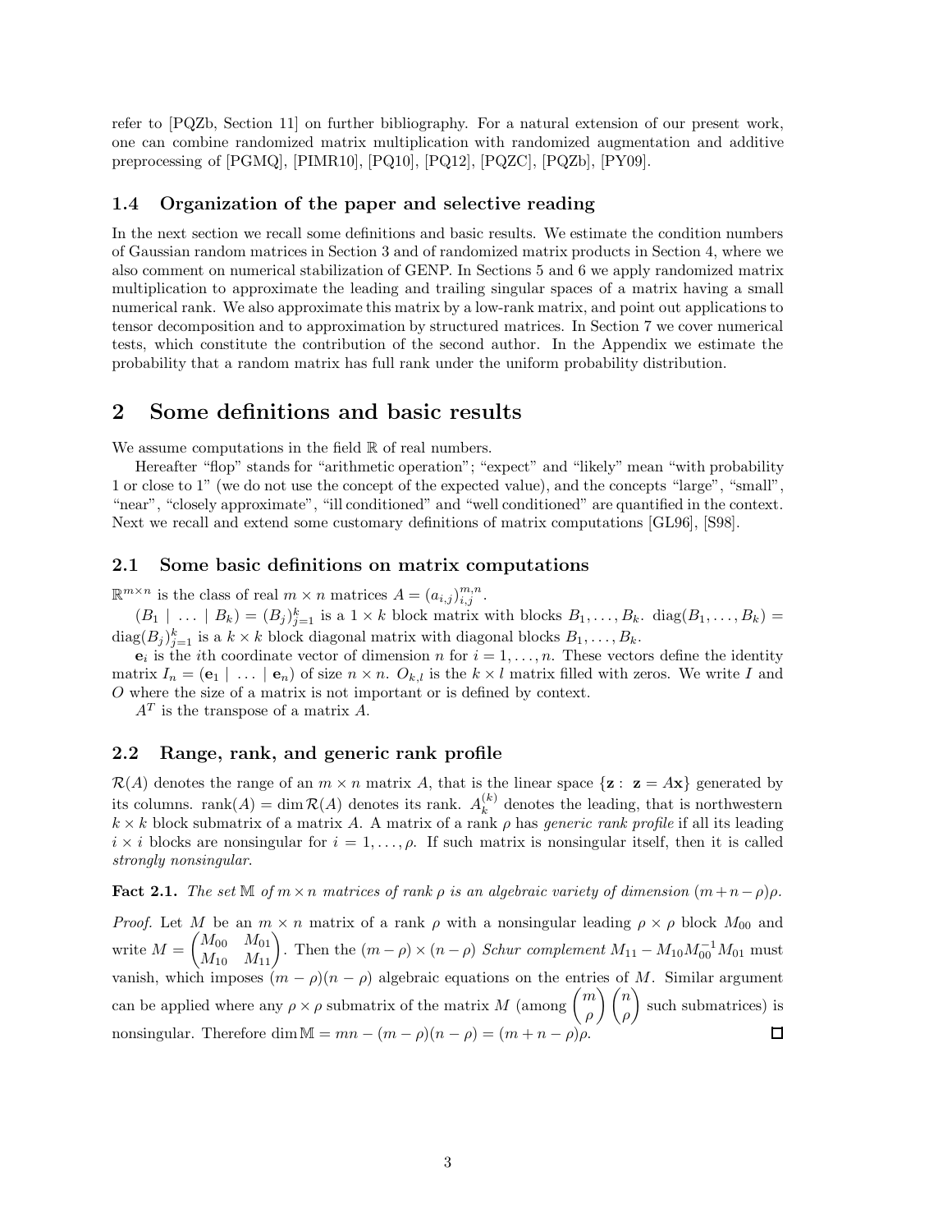refer to [PQZb, Section 11] on further bibliography. For a natural extension of our present work, one can combine randomized matrix multiplication with randomized augmentation and additive preprocessing of [PGMQ], [PIMR10], [PQ10], [PQ12], [PQZC], [PQZb], [PY09].

### 1.4 Organization of the paper and selective reading

In the next section we recall some definitions and basic results. We estimate the condition numbers of Gaussian random matrices in Section 3 and of randomized matrix products in Section 4, where we also comment on numerical stabilization of GENP. In Sections 5 and 6 we apply randomized matrix multiplication to approximate the leading and trailing singular spaces of a matrix having a small numerical rank. We also approximate this matrix by a low-rank matrix, and point out applications to tensor decomposition and to approximation by structured matrices. In Section 7 we cover numerical tests, which constitute the contribution of the second author. In the Appendix we estimate the probability that a random matrix has full rank under the uniform probability distribution.

## 2 Some definitions and basic results

We assume computations in the field $\mathbb{R}$ of real numbers.

Hereafter "flop" stands for "arithmetic operation"; "expect" and "likely" mean "with probability 1 or close to 1" (we do not use the concept of the expected value), and the concepts "large", "small", "near", "closely approximate", "ill conditioned" and "well conditioned" are quantified in the context. Next we recall and extend some customary definitions of matrix computations [GL96], [S98].

### 2.1 Some basic definitions on matrix computations

$\mathbb{R}^{m\times n}$ is the class of real $m \times n$ matrices $A = (a_{i,j})_{i,j}^{m,n}$.

$(B_1 \mid \dots \mid B_k) = (B_j)_{j=1}^{k}$ is a $1 \times k$ block matrix with blocks $B_1, \dots, B_k$. $\text{diag}(B_1, \dots, B_k) = \text{diag}(B_j)_{j=1}^{k}$ is a $k \times k$ block diagonal matrix with diagonal blocks $B_1, \dots, B_k$.

$\mathbf{e}_i$ is the $i$th coordinate vector of dimension $n$ for $i = 1, \dots, n$. These vectors define the identity matrix $I_n = (\mathbf{e}_1 \mid \dots \mid \mathbf{e}_n)$ of size $n \times n$. $O_{k,l}$ is the $k \times l$ matrix filled with zeros. We write $I$ and $O$ where the size of a matrix is not important or is defined by context.

$A^T$ is the transpose of a matrix $A$.

### 2.2 Range, rank, and generic rank profile

$\mathcal{R}(A)$ denotes the range of an $m \times n$ matrix $A$, that is the linear space $\{\mathbf{z} : \mathbf{z} = A\mathbf{x}\}$ generated by its columns. $\text{rank}(A) = \dim \mathcal{R}(A)$ denotes its rank. $A_k^{(k)}$ denotes the leading, that is northwestern $k \times k$ block submatrix of a matrix $A$. A matrix of a rank $\rho$ has *generic rank profile* if all its leading $i \times i$ blocks are nonsingular for $i = 1, \dots, \rho$. If such matrix is nonsingular itself, then it is called *strongly nonsingular*.

**Fact 2.1.** *The set $\mathbb{M}$ of $m \times n$ matrices of rank $\rho$ is an algebraic variety of dimension $(m+n-\rho)\rho$.*

*Proof.* Let $M$ be an $m \times n$ matrix of a rank $\rho$ with a nonsingular leading $\rho \times \rho$ block $M_{00}$ and write $M = \begin{pmatrix} M_{00} & M_{01} \\ M_{10} & M_{11} \end{pmatrix}$. Then the $(m-\rho) \times (n-\rho)$ *Schur complement* $M_{11} - M_{10}M_{00}^{-1}M_{01}$ must vanish, which imposes $(m-\rho)(n-\rho)$ algebraic equations on the entries of $M$. Similar argument can be applied where any $\rho \times \rho$ submatrix of the matrix $M$ (among $\binom{m}{\rho}\binom{n}{\rho}$ such submatrices) is nonsingular. Therefore $\dim \mathbb{M} = mn - (m-\rho)(n-\rho) = (m+n-\rho)\rho$. $\square$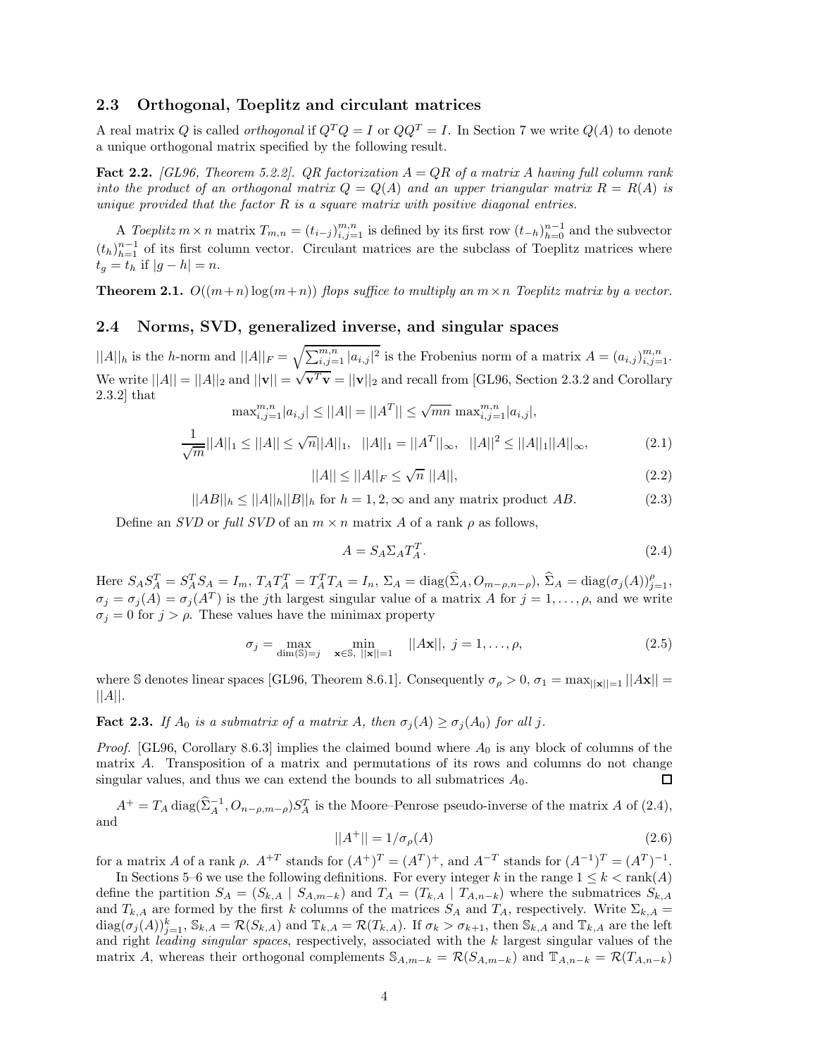### 2.3 Orthogonal, Toeplitz and circulant matrices

A real matrix $Q$ is called *orthogonal* if $Q^TQ = I$ or $QQ^T = I$. In Section 7 we write $Q(A)$ to denote a unique orthogonal matrix specified by the following result.

**Fact 2.2.** *[GL96, Theorem 5.2.2]. QR factorization $A = QR$ of a matrix $A$ having full column rank into the product of an orthogonal matrix $Q = Q(A)$ and an upper triangular matrix $R = R(A)$ is unique provided that the factor $R$ is a square matrix with positive diagonal entries.*

A *Toeplitz* $m \times n$ matrix $T_{m,n} = (t_{i-j})_{i,j=1}^{m,n}$ is defined by its first row $(t_{-h})_{h=0}^{n-1}$ and the subvector $(t_h)_{h=1}^{n-1}$ of its first column vector. Circulant matrices are the subclass of Toeplitz matrices where $t_g = t_h$ if $|g - h| = n$.

**Theorem 2.1.** *$O((m+n)\log(m+n))$ flops suffice to multiply an $m \times n$ Toeplitz matrix by a vector.*

### 2.4 Norms, SVD, generalized inverse, and singular spaces

$||A||_h$ is the $h$-norm and $||A||_F = \sqrt{\sum_{i,j=1}^{m,n} |a_{i,j}|^2}$ is the Frobenius norm of a matrix $A = (a_{i,j})_{i,j=1}^{m,n}$. We write $||A|| = ||A||_2$ and $||\mathbf{v}|| = \sqrt{\mathbf{v}^T\mathbf{v}} = ||\mathbf{v}||_2$ and recall from [GL96, Section 2.3.2 and Corollary 2.3.2] that

$$\max_{i,j=1}^{m,n}|a_{i,j}| \leq ||A|| = ||A^T|| \leq \sqrt{mn}\,\max_{i,j=1}^{m,n}|a_{i,j}|,$$

$$\frac{1}{\sqrt{m}}||A||_1 \leq ||A|| \leq \sqrt{n}||A||_1, \quad ||A||_1 = ||A^T||_\infty, \quad ||A||^2 \leq ||A||_1||A||_\infty, \tag{2.1}$$

$$||A|| \leq ||A||_F \leq \sqrt{n}\;||A||, \tag{2.2}$$

$$||AB||_h \leq ||A||_h||B||_h \text{ for } h = 1, 2, \infty \text{ and any matrix product } AB. \tag{2.3}$$

Define an *SVD* or *full SVD* of an $m \times n$ matrix $A$ of a rank $\rho$ as follows,

$$A = S_A\Sigma_A T_A^T. \tag{2.4}$$

Here $S_AS_A^T = S_A^TS_A = I_m$, $T_AT_A^T = T_A^TT_A = I_n$, $\Sigma_A = \operatorname{diag}(\widehat{\Sigma}_A, O_{m-\rho,n-\rho})$, $\widehat{\Sigma}_A = \operatorname{diag}(\sigma_j(A))_{j=1}^{\rho}$, $\sigma_j = \sigma_j(A) = \sigma_j(A^T)$ is the $j$th largest singular value of a matrix $A$ for $j = 1,\dots,\rho$, and we write $\sigma_j = 0$ for $j > \rho$. These values have the minimax property

$$\sigma_j = \max_{\dim(\mathbb{S})=j} \quad \min_{\mathbf{x}\in\mathbb{S},\ ||\mathbf{x}||=1} \quad ||A\mathbf{x}||,\ j = 1,\dots,\rho, \tag{2.5}$$

where $\mathbb{S}$ denotes linear spaces [GL96, Theorem 8.6.1]. Consequently $\sigma_\rho > 0$, $\sigma_1 = \max_{||\mathbf{x}||=1} ||A\mathbf{x}|| = ||A||$.

**Fact 2.3.** *If $A_0$ is a submatrix of a matrix $A$, then $\sigma_j(A) \geq \sigma_j(A_0)$ for all $j$.*

*Proof.* [GL96, Corollary 8.6.3] implies the claimed bound where $A_0$ is any block of columns of the matrix $A$. Transposition of a matrix and permutations of its rows and columns do not change singular values, and thus we can extend the bounds to all submatrices $A_0$. □

$A^+ = T_A \operatorname{diag}(\widehat{\Sigma}_A^{-1}, O_{n-\rho,m-\rho})S_A^T$ is the Moore–Penrose pseudo-inverse of the matrix $A$ of (2.4), and

$$||A^+|| = 1/\sigma_\rho(A) \tag{2.6}$$

for a matrix $A$ of a rank $\rho$. $A^{+T}$ stands for $(A^+)^T = (A^T)^+$, and $A^{-T}$ stands for $(A^{-1})^T = (A^T)^{-1}$.

In Sections 5–6 we use the following definitions. For every integer $k$ in the range $1 \leq k < \operatorname{rank}(A)$ define the partition $S_A = (S_{k,A} \mid S_{A,m-k})$ and $T_A = (T_{k,A} \mid T_{A,n-k})$ where the submatrices $S_{k,A}$ and $T_{k,A}$ are formed by the first $k$ columns of the matrices $S_A$ and $T_A$, respectively. Write $\Sigma_{k,A} = \operatorname{diag}(\sigma_j(A))_{j=1}^k$, $\mathbb{S}_{k,A} = \mathcal{R}(S_{k,A})$ and $\mathbb{T}_{k,A} = \mathcal{R}(T_{k,A})$. If $\sigma_k > \sigma_{k+1}$, then $\mathbb{S}_{k,A}$ and $\mathbb{T}_{k,A}$ are the left and right *leading singular spaces*, respectively, associated with the $k$ largest singular values of the matrix $A$, whereas their orthogonal complements $\mathbb{S}_{A,m-k} = \mathcal{R}(S_{A,m-k})$ and $\mathbb{T}_{A,n-k} = \mathcal{R}(T_{A,n-k})$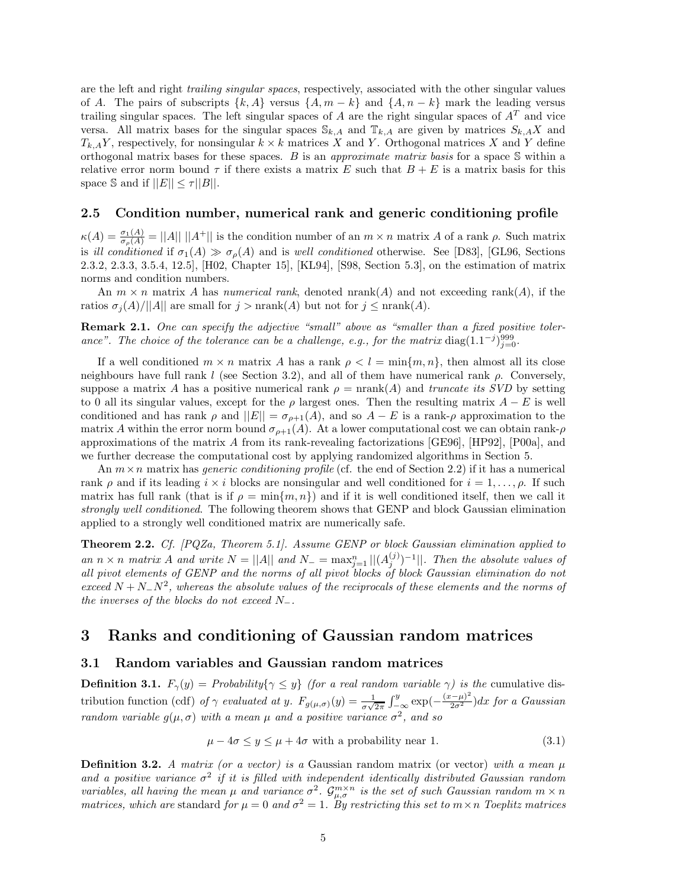are the left and right *trailing singular spaces*, respectively, associated with the other singular values of $A$. The pairs of subscripts $\{k, A\}$ versus $\{A, m-k\}$ and $\{A, n-k\}$ mark the leading versus trailing singular spaces. The left singular spaces of $A$ are the right singular spaces of $A^T$ and vice versa. All matrix bases for the singular spaces $\mathbb{S}_{k,A}$ and $\mathbb{T}_{k,A}$ are given by matrices $S_{k,A}X$ and $T_{k,A}Y$, respectively, for nonsingular $k \times k$ matrices $X$ and $Y$. Orthogonal matrices $X$ and $Y$ define orthogonal matrix bases for these spaces. $B$ is an *approximate matrix basis* for a space $\mathbb{S}$ within a relative error norm bound $\tau$ if there exists a matrix $E$ such that $B + E$ is a matrix basis for this space $\mathbb{S}$ and if $||E|| \leq \tau ||B||$.

### 2.5 Condition number, numerical rank and generic conditioning profile

$\kappa(A) = \frac{\sigma_1(A)}{\sigma_\rho(A)} = ||A||\,||A^+||$ is the condition number of an $m \times n$ matrix $A$ of a rank $\rho$. Such matrix is *ill conditioned* if $\sigma_1(A) \gg \sigma_\rho(A)$ and is *well conditioned* otherwise. See [D83], [GL96, Sections 2.3.2, 2.3.3, 3.5.4, 12.5], [H02, Chapter 15], [KL94], [S98, Section 5.3], on the estimation of matrix norms and condition numbers.

An $m \times n$ matrix $A$ has *numerical rank*, denoted nrank$(A)$ and not exceeding rank$(A)$, if the ratios $\sigma_j(A)/||A||$ are small for $j > \text{nrank}(A)$ but not for $j \leq \text{nrank}(A)$.

**Remark 2.1.** *One can specify the adjective "small" above as "smaller than a fixed positive tolerance". The choice of the tolerance can be a challenge, e.g., for the matrix* $\text{diag}(1.1^{-j})_{j=0}^{999}$.

If a well conditioned $m \times n$ matrix $A$ has a rank $\rho < l = \min\{m, n\}$, then almost all its close neighbours have full rank $l$ (see Section 3.2), and all of them have numerical rank $\rho$. Conversely, suppose a matrix $A$ has a positive numerical rank $\rho = \text{nrank}(A)$ and *truncate its SVD* by setting to 0 all its singular values, except for the $\rho$ largest ones. Then the resulting matrix $A - E$ is well conditioned and has rank $\rho$ and $||E|| = \sigma_{\rho+1}(A)$, and so $A - E$ is a rank-$\rho$ approximation to the matrix $A$ within the error norm bound $\sigma_{\rho+1}(A)$. At a lower computational cost we can obtain rank-$\rho$ approximations of the matrix $A$ from its rank-revealing factorizations [GE96], [HP92], [P00a], and we further decrease the computational cost by applying randomized algorithms in Section 5.

An $m \times n$ matrix has *generic conditioning profile* (cf. the end of Section 2.2) if it has a numerical rank $\rho$ and if its leading $i \times i$ blocks are nonsingular and well conditioned for $i = 1, \ldots, \rho$. If such matrix has full rank (that is if $\rho = \min\{m, n\}$) and if it is well conditioned itself, then we call it *strongly well conditioned*. The following theorem shows that GENP and block Gaussian elimination applied to a strongly well conditioned matrix are numerically safe.

**Theorem 2.2.** *Cf. [PQZa, Theorem 5.1]. Assume GENP or block Gaussian elimination applied to an $n \times n$ matrix $A$ and write $N = ||A||$ and $N_- = \max_{j=1}^{n} ||(A_j^{(j)})^{-1}||$. Then the absolute values of all pivot elements of GENP and the norms of all pivot blocks of block Gaussian elimination do not exceed $N + N_- N^2$, whereas the absolute values of the reciprocals of these elements and the norms of the inverses of the blocks do not exceed $N_-$.*

## 3 Ranks and conditioning of Gaussian random matrices

### 3.1 Random variables and Gaussian random matrices

**Definition 3.1.** $F_\gamma(y) = \textit{Probability}\{\gamma \leq y\}$ *(for a real random variable $\gamma$) is the* cumulative distribution function (cdf) *of $\gamma$ evaluated at $y$. $F_{g(\mu,\sigma)}(y) = \frac{1}{\sigma\sqrt{2\pi}} \int_{-\infty}^{y} \exp(-\frac{(x-\mu)^2}{2\sigma^2})dx$ for a Gaussian random variable $g(\mu, \sigma)$ with a mean $\mu$ and a positive variance $\sigma^2$, and so*

$$\mu - 4\sigma \leq y \leq \mu + 4\sigma \text{ with a probability near 1.} \tag{3.1}$$

**Definition 3.2.** *A matrix (or a vector) is a* Gaussian random matrix (or vector) *with a mean $\mu$ and a positive variance $\sigma^2$ if it is filled with independent identically distributed Gaussian random variables, all having the mean $\mu$ and variance $\sigma^2$. $\mathcal{G}_{\mu,\sigma}^{m \times n}$ is the set of such Gaussian random $m \times n$ matrices, which are* standard *for $\mu = 0$ and $\sigma^2 = 1$. By restricting this set to $m \times n$ Toeplitz matrices*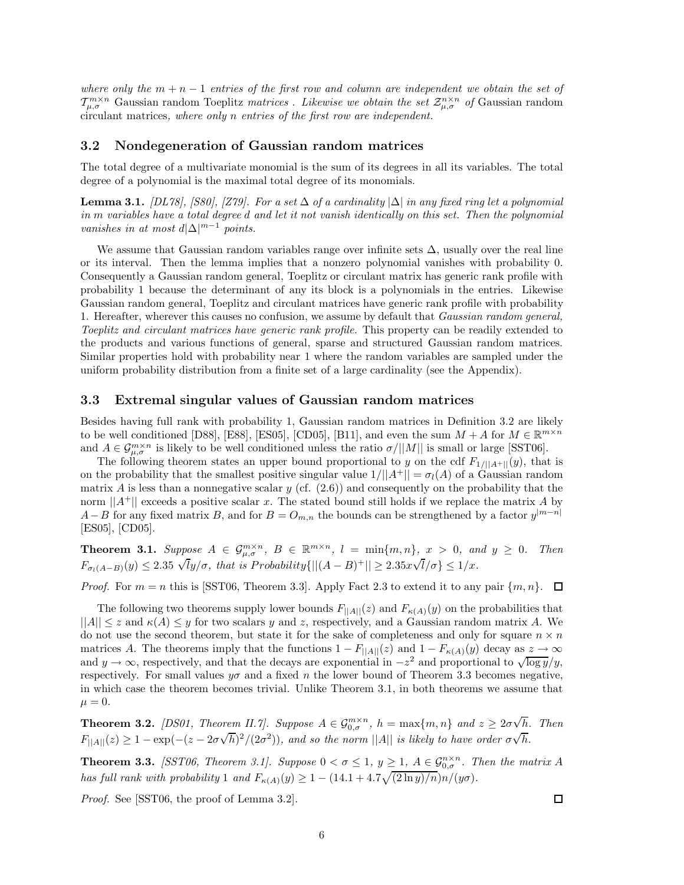*where only the* $m+n-1$ *entries of the first row and column are independent we obtain the set of* $\mathcal{T}^{m\times n}_{\mu,\sigma}$ Gaussian random Toeplitz *matrices . Likewise we obtain the set* $\mathcal{Z}^{n\times n}_{\mu,\sigma}$ *of* Gaussian random circulant matrices*, where only* $n$ *entries of the first row are independent.*

### 3.2 Nondegeneration of Gaussian random matrices

The total degree of a multivariate monomial is the sum of its degrees in all its variables. The total degree of a polynomial is the maximal total degree of its monomials.

**Lemma 3.1.** *[DL78], [S80], [Z79]. For a set* $\Delta$ *of a cardinality* $|\Delta|$ *in any fixed ring let a polynomial in* $m$ *variables have a total degree* $d$ *and let it not vanish identically on this set. Then the polynomial vanishes in at most* $d|\Delta|^{m-1}$ *points.*

We assume that Gaussian random variables range over infinite sets $\Delta$, usually over the real line or its interval. Then the lemma implies that a nonzero polynomial vanishes with probability 0. Consequently a Gaussian random general, Toeplitz or circulant matrix has generic rank profile with probability 1 because the determinant of any its block is a polynomials in the entries. Likewise Gaussian random general, Toeplitz and circulant matrices have generic rank profile with probability 1. Hereafter, wherever this causes no confusion, we assume by default that *Gaussian random general, Toeplitz and circulant matrices have generic rank profile.* This property can be readily extended to the products and various functions of general, sparse and structured Gaussian random matrices. Similar properties hold with probability near 1 where the random variables are sampled under the uniform probability distribution from a finite set of a large cardinality (see the Appendix).

### 3.3 Extremal singular values of Gaussian random matrices

Besides having full rank with probability 1, Gaussian random matrices in Definition 3.2 are likely to be well conditioned [D88], [E88], [ES05], [CD05], [B11], and even the sum $M+A$ for $M \in \mathbb{R}^{m\times n}$ and $A \in \mathcal{G}^{m\times n}_{\mu,\sigma}$ is likely to be well conditioned unless the ratio $\sigma/||M||$ is small or large [SST06].

The following theorem states an upper bound proportional to $y$ on the cdf $F_{1/||A^+||}(y)$, that is on the probability that the smallest positive singular value $1/||A^+|| = \sigma_l(A)$ of a Gaussian random matrix $A$ is less than a nonnegative scalar $y$ (cf. (2.6)) and consequently on the probability that the norm $||A^+||$ exceeds a positive scalar $x$. The stated bound still holds if we replace the matrix $A$ by $A-B$ for any fixed matrix $B$, and for $B = O_{m,n}$ the bounds can be strengthened by a factor $y^{|m-n|}$ [ES05], [CD05].

**Theorem 3.1.** *Suppose* $A \in \mathcal{G}^{m\times n}_{\mu,\sigma}$*,* $B \in \mathbb{R}^{m\times n}$*,* $l = \min\{m,n\}$*,* $x > 0$*, and* $y \geq 0$*. Then* $F_{\sigma_l(A-B)}(y) \leq 2.35\ \sqrt{l}y/\sigma$*, that is* $Probability\{||(A-B)^+|| \geq 2.35x\sqrt{l}/\sigma\} \leq 1/x$*.*

*Proof.* For $m = n$ this is [SST06, Theorem 3.3]. Apply Fact 2.3 to extend it to any pair $\{m,n\}$. ◻

The following two theorems supply lower bounds $F_{||A||}(z)$ and $F_{\kappa(A)}(y)$ on the probabilities that $||A|| \leq z$ and $\kappa(A) \leq y$ for two scalars $y$ and $z$, respectively, and a Gaussian random matrix $A$. We do not use the second theorem, but state it for the sake of completeness and only for square $n \times n$ matrices $A$. The theorems imply that the functions $1 - F_{||A||}(z)$ and $1 - F_{\kappa(A)}(y)$ decay as $z \to \infty$ and $y \to \infty$, respectively, and that the decays are exponential in $-z^2$ and proportional to $\sqrt{\log y}/y$, respectively. For small values $y\sigma$ and a fixed $n$ the lower bound of Theorem 3.3 becomes negative, in which case the theorem becomes trivial. Unlike Theorem 3.1, in both theorems we assume that $\mu = 0$.

**Theorem 3.2.** *[DS01, Theorem II.7]. Suppose* $A \in \mathcal{G}^{m\times n}_{0,\sigma}$*,* $h = \max\{m,n\}$ *and* $z \geq 2\sigma\sqrt{h}$*. Then* $F_{||A||}(z) \geq 1 - \exp(-(z - 2\sigma\sqrt{h})^2/(2\sigma^2))$*, and so the norm* $||A||$ *is likely to have order* $\sigma\sqrt{h}$*.*

**Theorem 3.3.** *[SST06, Theorem 3.1]. Suppose* $0 < \sigma \leq 1$*,* $y \geq 1$*,* $A \in \mathcal{G}^{n\times n}_{0,\sigma}$*. Then the matrix* $A$ *has full rank with probability* 1 *and* $F_{\kappa(A)}(y) \geq 1 - (14.1 + 4.7\sqrt{(2\ln y)/n})n/(y\sigma)$*.*

*Proof.* See [SST06, the proof of Lemma 3.2]. ◻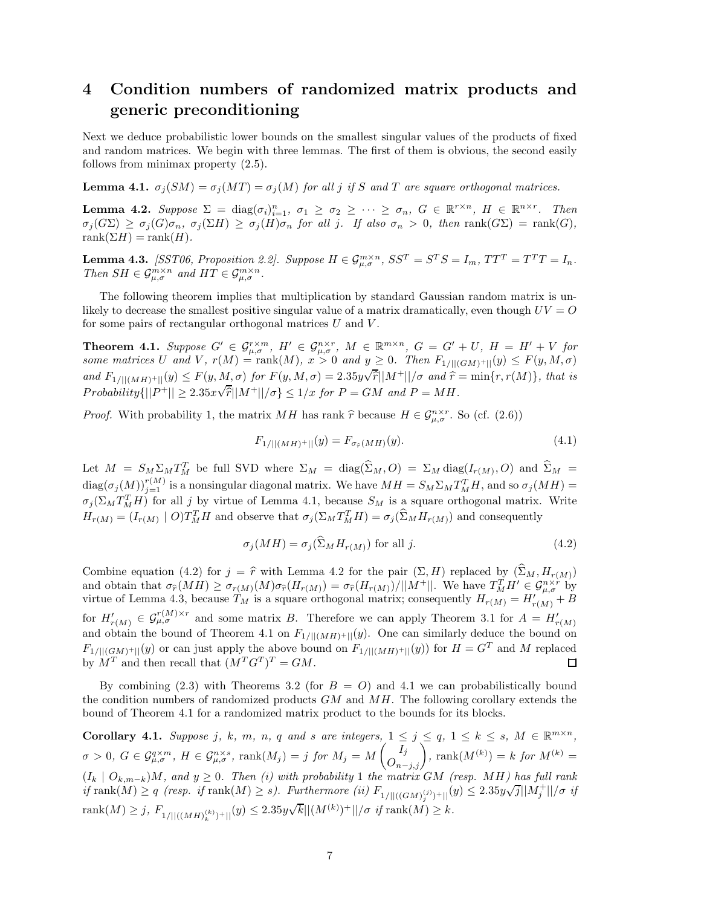## 4 Condition numbers of randomized matrix products and generic preconditioning

Next we deduce probabilistic lower bounds on the smallest singular values of the products of fixed and random matrices. We begin with three lemmas. The first of them is obvious, the second easily follows from minimax property (2.5).

**Lemma 4.1.** *$\sigma_j(SM) = \sigma_j(MT) = \sigma_j(M)$ for all $j$ if $S$ and $T$ are square orthogonal matrices.*

**Lemma 4.2.** *Suppose $\Sigma = \operatorname{diag}(\sigma_i)_{i=1}^n$, $\sigma_1 \geq \sigma_2 \geq \cdots \geq \sigma_n$, $G \in \mathbb{R}^{r\times n}$, $H \in \mathbb{R}^{n\times r}$. Then $\sigma_j(G\Sigma) \geq \sigma_j(G)\sigma_n$, $\sigma_j(\Sigma H) \geq \sigma_j(H)\sigma_n$ for all $j$. If also $\sigma_n > 0$, then $\operatorname{rank}(G\Sigma) = \operatorname{rank}(G)$, $\operatorname{rank}(\Sigma H) = \operatorname{rank}(H)$.*

**Lemma 4.3.** *[SST06, Proposition 2.2]. Suppose $H \in \mathcal{G}_{\mu,\sigma}^{m\times n}$, $SS^T = S^TS = I_m$, $TT^T = T^TT = I_n$. Then $SH \in \mathcal{G}_{\mu,\sigma}^{m\times n}$ and $HT \in \mathcal{G}_{\mu,\sigma}^{m\times n}$.*

The following theorem implies that multiplication by standard Gaussian random matrix is unlikely to decrease the smallest positive singular value of a matrix dramatically, even though $UV = O$ for some pairs of rectangular orthogonal matrices $U$ and $V$.

**Theorem 4.1.** *Suppose $G' \in \mathcal{G}_{\mu,\sigma}^{r\times m}$, $H' \in \mathcal{G}_{\mu,\sigma}^{n\times r}$, $M \in \mathbb{R}^{m\times n}$, $G = G' + U$, $H = H' + V$ for some matrices $U$ and $V$, $r(M) = \operatorname{rank}(M)$, $x > 0$ and $y \geq 0$. Then $F_{1/||(GM)^+||}(y) \leq F(y, M, \sigma)$ and $F_{1/||(MH)^+||}(y) \leq F(y, M, \sigma)$ for $F(y, M, \sigma) = 2.35y\sqrt{\widehat{r}}||M^+||/\sigma$ and $\widehat{r} = \min\{r, r(M)\}$, that is $Probability\{||P^+|| \geq 2.35x\sqrt{\widehat{r}}||M^+||/\sigma\} \leq 1/x$ for $P = GM$ and $P = MH$.*

*Proof.* With probability 1, the matrix $MH$ has rank $\widehat{r}$ because $H \in \mathcal{G}_{\mu,\sigma}^{n\times r}$. So (cf. (2.6))

$$F_{1/||(MH)^+||}(y) = F_{\sigma_{\widehat{r}}(MH)}(y). \tag{4.1}$$

Let $M = S_M\Sigma_M T_M^T$ be full SVD where $\Sigma_M = \operatorname{diag}(\widehat{\Sigma}_M, O) = \Sigma_M \operatorname{diag}(I_{r(M)}, O)$ and $\widehat{\Sigma}_M = \operatorname{diag}(\sigma_j(M))_{j=1}^{r(M)}$ is a nonsingular diagonal matrix. We have $MH = S_M\Sigma_M T_M^T H$, and so $\sigma_j(MH) = \sigma_j(\Sigma_M T_M^T H)$ for all $j$ by virtue of Lemma 4.1, because $S_M$ is a square orthogonal matrix. Write $H_{r(M)} = (I_{r(M)} \mid O)T_M^T H$ and observe that $\sigma_j(\Sigma_M T_M^T H) = \sigma_j(\widehat{\Sigma}_M H_{r(M)})$ and consequently

$$\sigma_j(MH) = \sigma_j(\widehat{\Sigma}_M H_{r(M)}) \text{ for all } j. \tag{4.2}$$

Combine equation (4.2) for $j = \widehat{r}$ with Lemma 4.2 for the pair $(\Sigma, H)$ replaced by $(\widehat{\Sigma}_M, H_{r(M)})$ and obtain that $\sigma_{\widehat{r}}(MH) \geq \sigma_{r(M)}(M)\sigma_{\widehat{r}}(H_{r(M)}) = \sigma_{\widehat{r}}(H_{r(M)})/||M^+||$. We have $T_M^T H' \in \mathcal{G}_{\mu,\sigma}^{n\times r}$ by virtue of Lemma 4.3, because $T_M$ is a square orthogonal matrix; consequently $H_{r(M)} = H'_{r(M)} + B$ for $H'_{r(M)} \in \mathcal{G}_{\mu,\sigma}^{r(M)\times r}$ and some matrix $B$. Therefore we can apply Theorem 3.1 for $A = H'_{r(M)}$ and obtain the bound of Theorem 4.1 on $F_{1/||(MH)^+||}(y)$. One can similarly deduce the bound on $F_{1/||(GM)^+||}(y)$ or can just apply the above bound on $F_{1/||(MH)^+||}(y)$) for $H = G^T$ and $M$ replaced by $M^T$ and then recall that $(M^TG^T)^T = GM$. $\square$

By combining (2.3) with Theorems 3.2 (for $B = O$) and 4.1 we can probabilistically bound the condition numbers of randomized products $GM$ and $MH$. The following corollary extends the bound of Theorem 4.1 for a randomized matrix product to the bounds for its blocks.

**Corollary 4.1.** *Suppose $j$, $k$, $m$, $n$, $q$ and $s$ are integers, $1 \leq j \leq q$, $1 \leq k \leq s$, $M \in \mathbb{R}^{m\times n}$, $\sigma > 0$, $G \in \mathcal{G}_{\mu,\sigma}^{q\times m}$, $H \in \mathcal{G}_{\mu,\sigma}^{n\times s}$, $\operatorname{rank}(M_j) = j$ for $M_j = M\begin{pmatrix} I_j \\ O_{n-j,j}\end{pmatrix}$, $\operatorname{rank}(M^{(k)}) = k$ for $M^{(k)} = (I_k \mid O_{k,m-k})M$, and $y \geq 0$. Then (i) with probability 1 the matrix $GM$ (resp. $MH$) has full rank if $\operatorname{rank}(M) \geq q$ (resp. if $\operatorname{rank}(M) \geq s$). Furthermore (ii) $F_{1/||((GM)_j^{(j)})^+||}(y) \leq 2.35y\sqrt{j}||M_j^+||/\sigma$ if $\operatorname{rank}(M) \geq j$, $F_{1/||((MH)_k^{(k)})^+||}(y) \leq 2.35y\sqrt{k}||(M^{(k)})^+||/\sigma$ if $\operatorname{rank}(M) \geq k$.*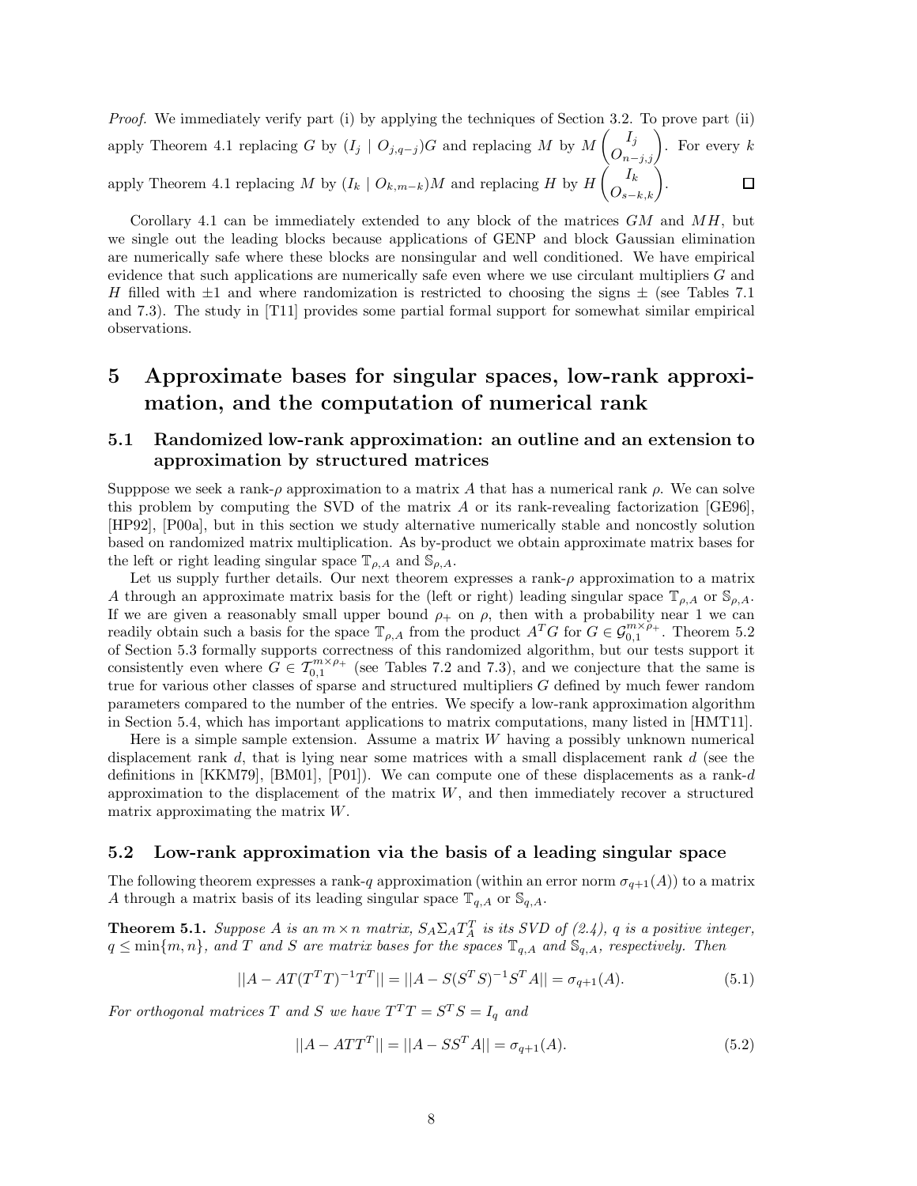*Proof.* We immediately verify part (i) by applying the techniques of Section 3.2. To prove part (ii) apply Theorem 4.1 replacing $G$ by $(I_j \mid O_{j,q-j})G$ and replacing $M$ by $M\begin{pmatrix} I_j \\ O_{n-j,j} \end{pmatrix}$. For every $k$ apply Theorem 4.1 replacing $M$ by $(I_k \mid O_{k,m-k})M$ and replacing $H$ by $H\begin{pmatrix} I_k \\ O_{s-k,k} \end{pmatrix}$. □

Corollary 4.1 can be immediately extended to any block of the matrices $GM$ and $MH$, but we single out the leading blocks because applications of GENP and block Gaussian elimination are numerically safe where these blocks are nonsingular and well conditioned. We have empirical evidence that such applications are numerically safe even where we use circulant multipliers $G$ and $H$ filled with $\pm 1$ and where randomization is restricted to choosing the signs $\pm$ (see Tables 7.1 and 7.3). The study in [T11] provides some partial formal support for somewhat similar empirical observations.

# 5 Approximate bases for singular spaces, low-rank approximation, and the computation of numerical rank

## 5.1 Randomized low-rank approximation: an outline and an extension to approximation by structured matrices

Supppose we seek a rank-$\rho$ approximation to a matrix $A$ that has a numerical rank $\rho$. We can solve this problem by computing the SVD of the matrix $A$ or its rank-revealing factorization [GE96], [HP92], [P00a], but in this section we study alternative numerically stable and noncostly solution based on randomized matrix multiplication. As by-product we obtain approximate matrix bases for the left or right leading singular space $\mathbb{T}_{\rho,A}$ and $\mathbb{S}_{\rho,A}$.

Let us supply further details. Our next theorem expresses a rank-$\rho$ approximation to a matrix $A$ through an approximate matrix basis for the (left or right) leading singular space $\mathbb{T}_{\rho,A}$ or $\mathbb{S}_{\rho,A}$. If we are given a reasonably small upper bound $\rho_+$ on $\rho$, then with a probability near 1 we can readily obtain such a basis for the space $\mathbb{T}_{\rho,A}$ from the product $A^T G$ for $G \in \mathcal{G}_{0,1}^{m\times\rho_+}$. Theorem 5.2 of Section 5.3 formally supports correctness of this randomized algorithm, but our tests support it consistently even where $G \in \mathcal{T}_{0,1}^{m\times\rho_+}$ (see Tables 7.2 and 7.3), and we conjecture that the same is true for various other classes of sparse and structured multipliers $G$ defined by much fewer random parameters compared to the number of the entries. We specify a low-rank approximation algorithm in Section 5.4, which has important applications to matrix computations, many listed in [HMT11].

Here is a simple sample extension. Assume a matrix $W$ having a possibly unknown numerical displacement rank $d$, that is lying near some matrices with a small displacement rank $d$ (see the definitions in [KKM79], [BM01], [P01]). We can compute one of these displacements as a rank-$d$ approximation to the displacement of the matrix $W$, and then immediately recover a structured matrix approximating the matrix $W$.

## 5.2 Low-rank approximation via the basis of a leading singular space

The following theorem expresses a rank-$q$ approximation (within an error norm $\sigma_{q+1}(A)$) to a matrix $A$ through a matrix basis of its leading singular space $\mathbb{T}_{q,A}$ or $\mathbb{S}_{q,A}$.

**Theorem 5.1.** *Suppose $A$ is an $m \times n$ matrix, $S_A\Sigma_A T_A^T$ is its SVD of (2.4), $q$ is a positive integer, $q \le \min\{m,n\}$, and $T$ and $S$ are matrix bases for the spaces $\mathbb{T}_{q,A}$ and $\mathbb{S}_{q,A}$, respectively. Then*

$$||A - AT(T^TT)^{-1}T^T|| = ||A - S(S^TS)^{-1}S^TA|| = \sigma_{q+1}(A). \tag{5.1}$$

*For orthogonal matrices $T$ and $S$ we have $T^TT = S^TS = I_q$ and*

$$||A - ATT^T|| = ||A - SS^TA|| = \sigma_{q+1}(A). \tag{5.2}$$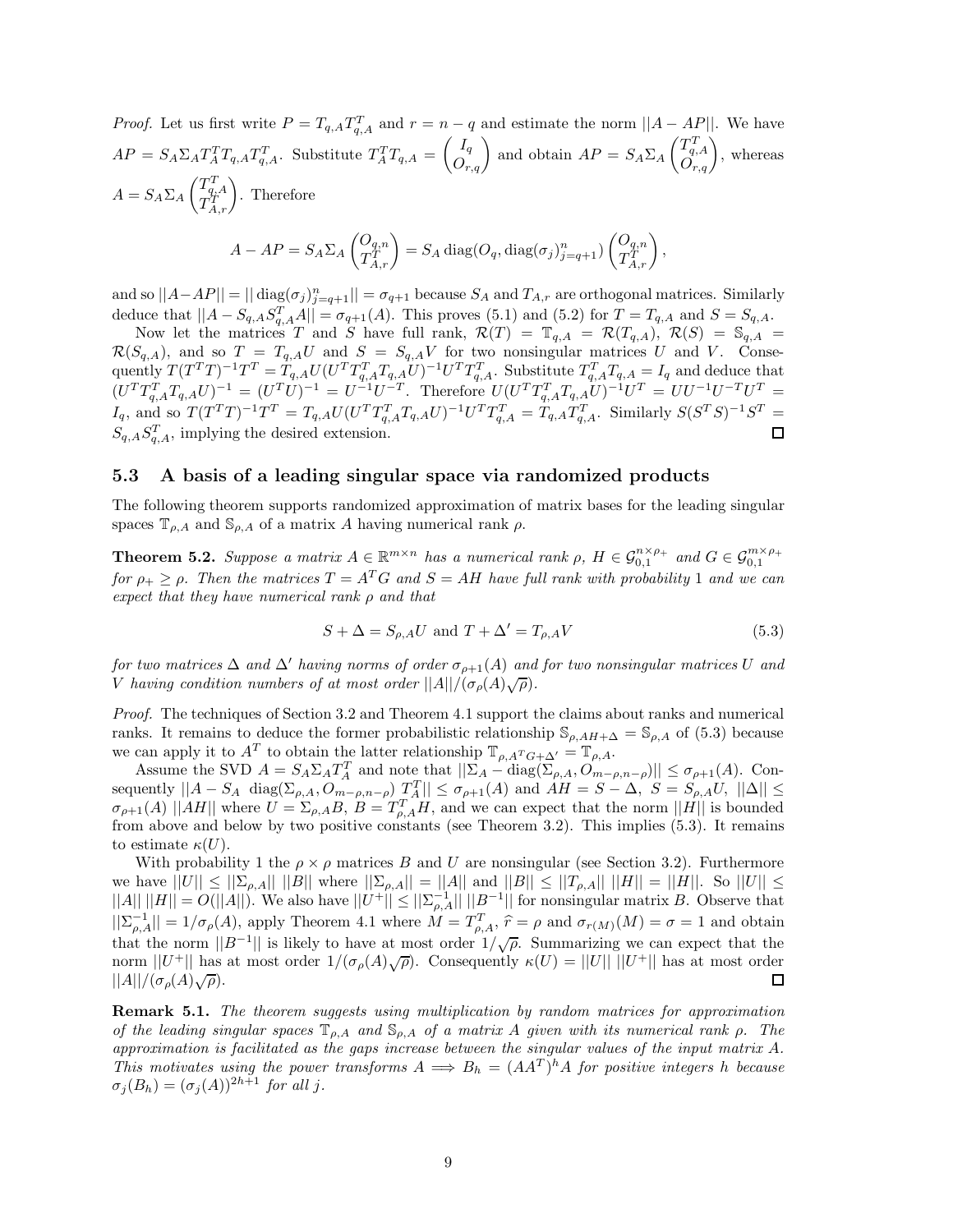*Proof.* Let us first write $P = T_{q,A}T_{q,A}^T$ and $r = n - q$ and estimate the norm $||A - AP||$. We have $AP = S_A\Sigma_A T_A^T T_{q,A}T_{q,A}^T$. Substitute $T_A^T T_{q,A} = \begin{pmatrix} I_q \\ O_{r,q} \end{pmatrix}$ and obtain $AP = S_A\Sigma_A \begin{pmatrix} T_{q,A}^T \\ O_{r,q} \end{pmatrix}$, whereas $A = S_A\Sigma_A \begin{pmatrix} T_{q,A}^T \\ T_{A,r}^T \end{pmatrix}$. Therefore

$$A - AP = S_A\Sigma_A \begin{pmatrix} O_{q,n} \\ T_{A,r}^T \end{pmatrix} = S_A \operatorname{diag}(O_q, \operatorname{diag}(\sigma_j)_{j=q+1}^n) \begin{pmatrix} O_{q,n} \\ T_{A,r}^T \end{pmatrix},$$

and so $||A - AP|| = ||\operatorname{diag}(\sigma_j)_{j=q+1}^n|| = \sigma_{q+1}$ because $S_A$ and $T_{A,r}$ are orthogonal matrices. Similarly deduce that $||A - S_{q,A}S_{q,A}^T A|| = \sigma_{q+1}(A)$. This proves (5.1) and (5.2) for $T = T_{q,A}$ and $S = S_{q,A}$.

Now let the matrices $T$ and $S$ have full rank, $\mathcal{R}(T) = \mathbb{T}_{q,A} = \mathcal{R}(T_{q,A})$, $\mathcal{R}(S) = \mathbb{S}_{q,A} = \mathcal{R}(S_{q,A})$, and so $T = T_{q,A}U$ and $S = S_{q,A}V$ for two nonsingular matrices $U$ and $V$. Consequently $T(T^TT)^{-1}T^T = T_{q,A}U(U^TT_{q,A}^TT_{q,A}U)^{-1}U^TT_{q,A}^T$. Substitute $T_{q,A}^TT_{q,A} = I_q$ and deduce that $(U^TT_{q,A}^TT_{q,A}U)^{-1} = (U^TU)^{-1} = U^{-1}U^{-T}$. Therefore $U(U^TT_{q,A}^TT_{q,A}U)^{-1}U^T = UU^{-1}U^{-T}U^T = I_q$, and so $T(T^TT)^{-1}T^T = T_{q,A}U(U^TT_{q,A}^TT_{q,A}U)^{-1}U^TT_{q,A}^T = T_{q,A}T_{q,A}^T$. Similarly $S(S^TS)^{-1}S^T = S_{q,A}S_{q,A}^T$, implying the desired extension. □

## 5.3 A basis of a leading singular space via randomized products

The following theorem supports randomized approximation of matrix bases for the leading singular spaces $\mathbb{T}_{\rho,A}$ and $\mathbb{S}_{\rho,A}$ of a matrix $A$ having numerical rank $\rho$.

**Theorem 5.2.** *Suppose a matrix $A \in \mathbb{R}^{m\times n}$ has a numerical rank $\rho$, $H \in \mathcal{G}_{0,1}^{n\times\rho_+}$ and $G \in \mathcal{G}_{0,1}^{m\times\rho_+}$ for $\rho_+ \geq \rho$. Then the matrices $T = A^TG$ and $S = AH$ have full rank with probability 1 and we can expect that they have numerical rank $\rho$ and that*

$$S + \Delta = S_{\rho,A}U \text{ and } T + \Delta' = T_{\rho,A}V \tag{5.3}$$

*for two matrices $\Delta$ and $\Delta'$ having norms of order $\sigma_{\rho+1}(A)$ and for two nonsingular matrices $U$ and $V$ having condition numbers of at most order $||A||/(\sigma_\rho(A)\sqrt{\rho})$.*

*Proof.* The techniques of Section 3.2 and Theorem 4.1 support the claims about ranks and numerical ranks. It remains to deduce the former probabilistic relationship $\mathbb{S}_{\rho,AH+\Delta} = \mathbb{S}_{\rho,A}$ of (5.3) because we can apply it to $A^T$ to obtain the latter relationship $\mathbb{T}_{\rho,A^TG+\Delta'} = \mathbb{T}_{\rho,A}$.

Assume the SVD $A = S_A\Sigma_AT_A^T$ and note that $||\Sigma_A - \operatorname{diag}(\Sigma_{\rho,A}, O_{m-\rho,n-\rho})|| \leq \sigma_{\rho+1}(A)$. Consequently $||A - S_A \ \operatorname{diag}(\Sigma_{\rho,A}, O_{m-\rho,n-\rho})\ T_A^T|| \leq \sigma_{\rho+1}(A)$ and $AH = S - \Delta$, $S = S_{\rho,A}U$, $||\Delta|| \leq \sigma_{\rho+1}(A)\ ||AH||$ where $U = \Sigma_{\rho,A}B$, $B = T_{\rho,A}^TH$, and we can expect that the norm $||H||$ is bounded from above and below by two positive constants (see Theorem 3.2). This implies (5.3). It remains to estimate $\kappa(U)$.

With probability 1 the $\rho\times\rho$ matrices $B$ and $U$ are nonsingular (see Section 3.2). Furthermore we have $||U|| \leq ||\Sigma_{\rho,A}||\ ||B||$ where $||\Sigma_{\rho,A}|| = ||A||$ and $||B|| \leq ||T_{\rho,A}||\ ||H|| = ||H||$. So $||U|| \leq ||A||\ ||H|| = O(||A||)$. We also have $||U^+|| \leq ||\Sigma_{\rho,A}^{-1}||\ ||B^{-1}||$ for nonsingular matrix $B$. Observe that $||\Sigma_{\rho,A}^{-1}|| = 1/\sigma_\rho(A)$, apply Theorem 4.1 where $M = T_{\rho,A}^T$, $\widehat{r} = \rho$ and $\sigma_{r(M)}(M) = \sigma = 1$ and obtain that the norm $||B^{-1}||$ is likely to have at most order $1/\sqrt{\rho}$. Summarizing we can expect that the norm $||U^+||$ has at most order $1/(\sigma_\rho(A)\sqrt{\rho})$. Consequently $\kappa(U) = ||U||\ ||U^+||$ has at most order $||A||/(\sigma_\rho(A)\sqrt{\rho})$. □

**Remark 5.1.** *The theorem suggests using multiplication by random matrices for approximation of the leading singular spaces $\mathbb{T}_{\rho,A}$ and $\mathbb{S}_{\rho,A}$ of a matrix $A$ given with its numerical rank $\rho$. The approximation is facilitated as the gaps increase between the singular values of the input matrix $A$. This motivates using the power transforms $A \Longrightarrow B_h = (AA^T)^hA$ for positive integers $h$ because $\sigma_j(B_h) = (\sigma_j(A))^{2h+1}$ for all $j$.*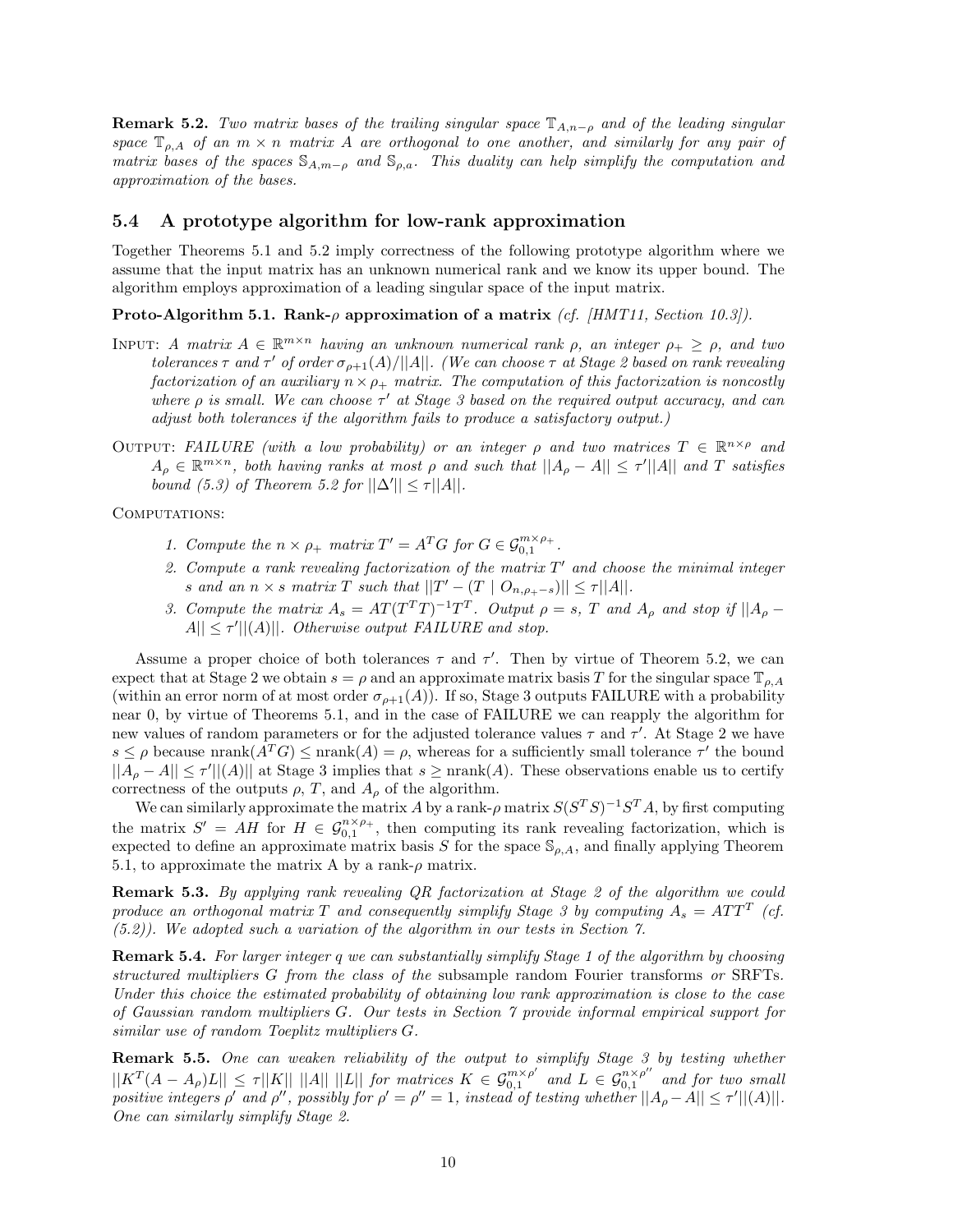**Remark 5.2.** *Two matrix bases of the trailing singular space $\mathbb{T}_{A,n-\rho}$ and of the leading singular space $\mathbb{T}_{\rho,A}$ of an $m \times n$ matrix $A$ are orthogonal to one another, and similarly for any pair of matrix bases of the spaces $\mathbb{S}_{A,m-\rho}$ and $\mathbb{S}_{\rho,a}$. This duality can help simplify the computation and approximation of the bases.*

## 5.4 A prototype algorithm for low-rank approximation

Together Theorems 5.1 and 5.2 imply correctness of the following prototype algorithm where we assume that the input matrix has an unknown numerical rank and we know its upper bound. The algorithm employs approximation of a leading singular space of the input matrix.

**Proto-Algorithm 5.1. Rank-$\rho$ approximation of a matrix** *(cf. [HMT11, Section 10.3]).*

Input: *A matrix $A \in \mathbb{R}^{m\times n}$ having an unknown numerical rank $\rho$, an integer $\rho_+ \geq \rho$, and two tolerances $\tau$ and $\tau'$ of order $\sigma_{\rho+1}(A)/||A||$. (We can choose $\tau$ at Stage 2 based on rank revealing factorization of an auxiliary $n \times \rho_+$ matrix. The computation of this factorization is noncostly where $\rho$ is small. We can choose $\tau'$ at Stage 3 based on the required output accuracy, and can adjust both tolerances if the algorithm fails to produce a satisfactory output.)*

Output: *FAILURE (with a low probability) or an integer $\rho$ and two matrices $T \in \mathbb{R}^{n\times\rho}$ and $A_\rho \in \mathbb{R}^{m\times n}$, both having ranks at most $\rho$ and such that $||A_\rho - A|| \leq \tau'||A||$ and $T$ satisfies bound (5.3) of Theorem 5.2 for $||\Delta'|| \leq \tau||A||$.*

Computations:

1. *Compute the $n \times \rho_+$ matrix $T' = A^TG$ for $G \in \mathcal{G}_{0,1}^{m\times\rho_+}$.*
2. *Compute a rank revealing factorization of the matrix $T'$ and choose the minimal integer $s$ and an $n \times s$ matrix $T$ such that $||T' - (T \mid O_{n,\rho_+-s})|| \leq \tau||A||$.*
3. *Compute the matrix $A_s = AT(T^TT)^{-1}T^T$. Output $\rho = s$, $T$ and $A_\rho$ and stop if $||A_\rho - A|| \leq \tau'||(A)||$. Otherwise output FAILURE and stop.*

Assume a proper choice of both tolerances $\tau$ and $\tau'$. Then by virtue of Theorem 5.2, we can expect that at Stage 2 we obtain $s = \rho$ and an approximate matrix basis $T$ for the singular space $\mathbb{T}_{\rho,A}$ (within an error norm of at most order $\sigma_{\rho+1}(A)$). If so, Stage 3 outputs FAILURE with a probability near 0, by virtue of Theorems 5.1, and in the case of FAILURE we can reapply the algorithm for new values of random parameters or for the adjusted tolerance values $\tau$ and $\tau'$. At Stage 2 we have $s \leq \rho$ because $\operatorname{nrank}(A^TG) \leq \operatorname{nrank}(A) = \rho$, whereas for a sufficiently small tolerance $\tau'$ the bound $||A_\rho - A|| \leq \tau'||(A)||$ at Stage 3 implies that $s \geq \operatorname{nrank}(A)$. These observations enable us to certify correctness of the outputs $\rho$, $T$, and $A_\rho$ of the algorithm.

We can similarly approximate the matrix $A$ by a rank-$\rho$ matrix $S(S^TS)^{-1}S^TA$, by first computing the matrix $S' = AH$ for $H \in \mathcal{G}_{0,1}^{n\times\rho_+}$, then computing its rank revealing factorization, which is expected to define an approximate matrix basis $S$ for the space $\mathbb{S}_{\rho,A}$, and finally applying Theorem 5.1, to approximate the matrix A by a rank-$\rho$ matrix.

**Remark 5.3.** *By applying rank revealing QR factorization at Stage 2 of the algorithm we could produce an orthogonal matrix $T$ and consequently simplify Stage 3 by computing $A_s = ATT^T$ (cf. (5.2)). We adopted such a variation of the algorithm in our tests in Section 7.*

**Remark 5.4.** *For larger integer $q$ we can substantially simplify Stage 1 of the algorithm by choosing structured multipliers $G$ from the class of the* subsample random Fourier transforms *or* SRFTs. *Under this choice the estimated probability of obtaining low rank approximation is close to the case of Gaussian random multipliers $G$. Our tests in Section 7 provide informal empirical support for similar use of random Toeplitz multipliers $G$.*

**Remark 5.5.** *One can weaken reliability of the output to simplify Stage 3 by testing whether $||K^T(A - A_\rho)L|| \leq \tau||K||\ ||A||\ ||L||$ for matrices $K \in \mathcal{G}_{0,1}^{m\times\rho'}$ and $L \in \mathcal{G}_{0,1}^{n\times\rho''}$ and for two small positive integers $\rho'$ and $\rho''$, possibly for $\rho' = \rho'' = 1$, instead of testing whether $||A_\rho - A|| \leq \tau'||(A)||$. One can similarly simplify Stage 2.*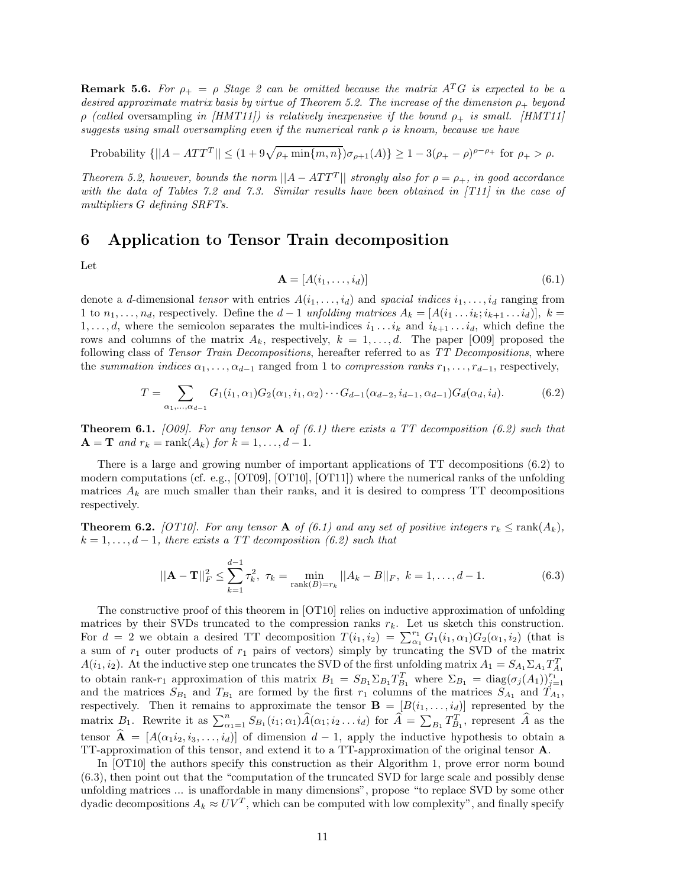**Remark 5.6.** *For $\rho_+ = \rho$ Stage 2 can be omitted because the matrix $A^TG$ is expected to be a desired approximate matrix basis by virtue of Theorem 5.2. The increase of the dimension $\rho_+$ beyond $\rho$ (called* oversampling *in [HMT11]) is relatively inexpensive if the bound $\rho_+$ is small. [HMT11] suggests using small oversampling even if the numerical rank $\rho$ is known, because we have*

$$\text{Probability } \{||A - ATT^T|| \leq (1 + 9\sqrt{\rho_+ \min\{m,n\}})\sigma_{\rho+1}(A)\} \geq 1 - 3(\rho_+ - \rho)^{\rho - \rho_+} \text{ for } \rho_+ > \rho.$$

*Theorem 5.2, however, bounds the norm $||A - ATT^T||$ strongly also for $\rho = \rho_+$, in good accordance with the data of Tables 7.2 and 7.3. Similar results have been obtained in [T11] in the case of multipliers $G$ defining SRFTs.*

# 6 Application to Tensor Train decomposition

Let

$$\mathbf{A} = [A(i_1, \ldots, i_d)] \tag{6.1}$$

denote a $d$-dimensional *tensor* with entries $A(i_1, \ldots, i_d)$ and *spacial indices* $i_1, \ldots, i_d$ ranging from 1 to $n_1, \ldots, n_d$, respectively. Define the $d-1$ *unfolding matrices* $A_k = [A(i_1 \ldots i_k; i_{k+1} \ldots i_d)]$, $k = 1, \ldots, d$, where the semicolon separates the multi-indices $i_1 \ldots i_k$ and $i_{k+1} \ldots i_d$, which define the rows and columns of the matrix $A_k$, respectively, $k = 1, \ldots, d$. The paper [O09] proposed the following class of *Tensor Train Decompositions*, hereafter referred to as *TT Decompositions*, where the *summation indices* $\alpha_1, \ldots, \alpha_{d-1}$ ranged from 1 to *compression ranks* $r_1, \ldots, r_{d-1}$, respectively,

$$T = \sum_{\alpha_1, \ldots, \alpha_{d-1}} G_1(i_1, \alpha_1) G_2(\alpha_1, i_1, \alpha_2) \cdots G_{d-1}(\alpha_{d-2}, i_{d-1}, \alpha_{d-1}) G_d(\alpha_d, i_d). \tag{6.2}$$

**Theorem 6.1.** *[O09]. For any tensor $\mathbf{A}$ of (6.1) there exists a TT decomposition (6.2) such that $\mathbf{A} = \mathbf{T}$ and $r_k = \operatorname{rank}(A_k)$ for $k = 1, \ldots, d-1$.*

There is a large and growing number of important applications of TT decompositions (6.2) to modern computations (cf. e.g., [OT09], [OT10], [OT11]) where the numerical ranks of the unfolding matrices $A_k$ are much smaller than their ranks, and it is desired to compress TT decompositions respectively.

**Theorem 6.2.** *[OT10]. For any tensor $\mathbf{A}$ of (6.1) and any set of positive integers $r_k \leq \operatorname{rank}(A_k)$, $k = 1, \ldots, d-1$, there exists a TT decomposition (6.2) such that*

$$||\mathbf{A} - \mathbf{T}||_F^2 \leq \sum_{k=1}^{d-1} \tau_k^2, \; \tau_k = \min_{\operatorname{rank}(B) = r_k} ||A_k - B||_F, \; k = 1, \ldots, d-1. \tag{6.3}$$

The constructive proof of this theorem in [OT10] relies on inductive approximation of unfolding matrices by their SVDs truncated to the compression ranks $r_k$. Let us sketch this construction. For $d = 2$ we obtain a desired TT decomposition $T(i_1, i_2) = \sum_{\alpha_1}^{r_1} G_1(i_1, \alpha_1) G_2(\alpha_1, i_2)$ (that is a sum of $r_1$ outer products of $r_1$ pairs of vectors) simply by truncating the SVD of the matrix $A(i_1, i_2)$. At the inductive step one truncates the SVD of the first unfolding matrix $A_1 = S_{A_1} \Sigma_{A_1} T_{A_1}^T$ to obtain rank-$r_1$ approximation of this matrix $B_1 = S_{B_1} \Sigma_{B_1} T_{B_1}^T$ where $\Sigma_{B_1} = \operatorname{diag}(\sigma_j(A_1))_{j=1}^{r_1}$ and the matrices $S_{B_1}$ and $T_{B_1}$ are formed by the first $r_1$ columns of the matrices $S_{A_1}$ and $T_{A_1}$, respectively. Then it remains to approximate the tensor $\mathbf{B} = [B(i_1, \ldots, i_d)]$ represented by the matrix $B_1$. Rewrite it as $\sum_{\alpha_1=1}^{n} S_{B_1}(i_1; \alpha_1) \widehat{A}(\alpha_1; i_2 \ldots i_d)$ for $\widehat{A} = \sum_{B_1} T_{B_1}^T$, represent $\widehat{A}$ as the tensor $\widehat{\mathbf{A}} = [A(\alpha_1 i_2, i_3, \ldots, i_d)]$ of dimension $d-1$, apply the inductive hypothesis to obtain a TT-approximation of this tensor, and extend it to a TT-approximation of the original tensor $\mathbf{A}$.

In [OT10] the authors specify this construction as their Algorithm 1, prove error norm bound (6.3), then point out that the "computation of the truncated SVD for large scale and possibly dense unfolding matrices ... is unaffordable in many dimensions", propose "to replace SVD by some other dyadic decompositions $A_k \approx UV^T$, which can be computed with low complexity", and finally specify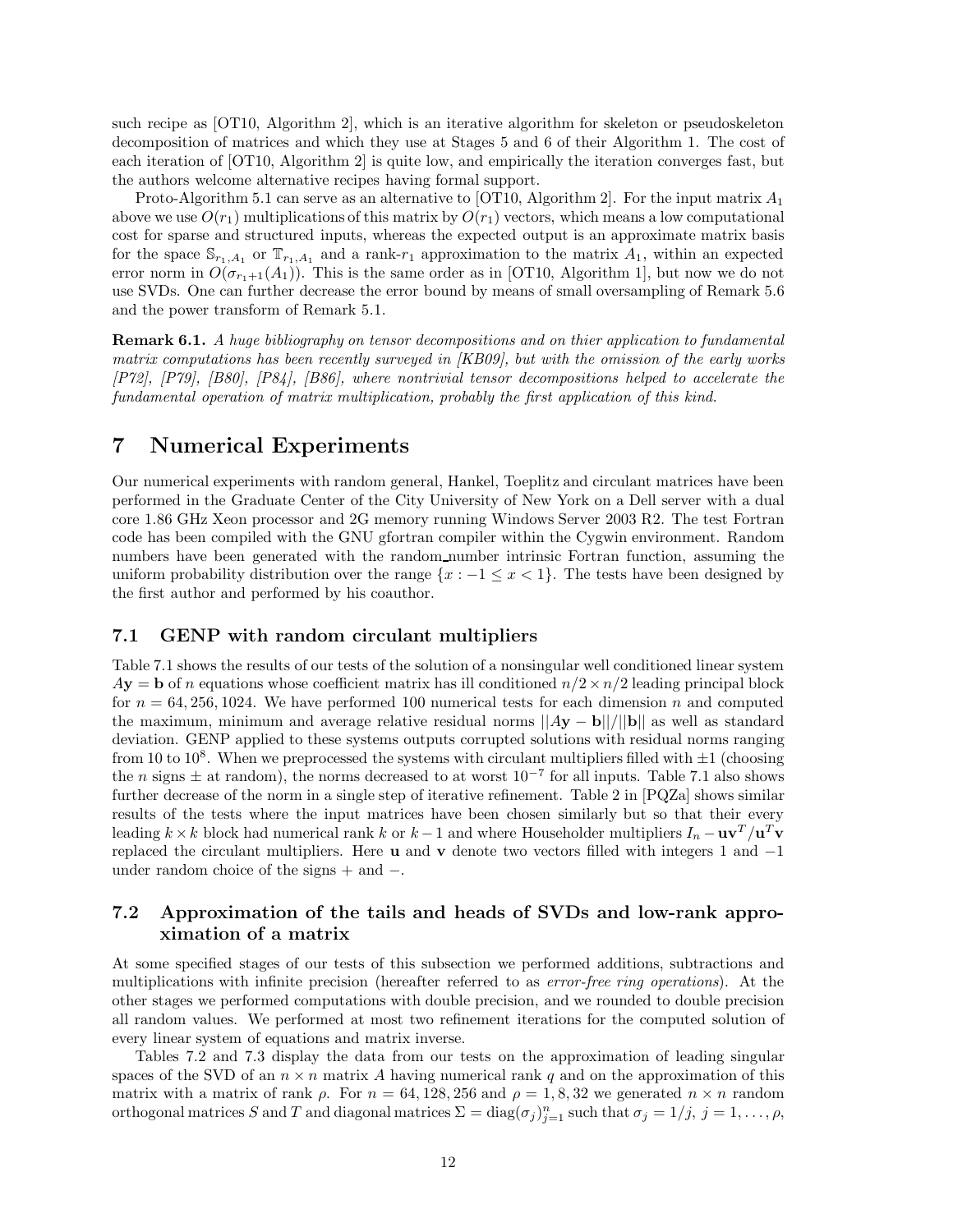such recipe as [OT10, Algorithm 2], which is an iterative algorithm for skeleton or pseudoskeleton decomposition of matrices and which they use at Stages 5 and 6 of their Algorithm 1. The cost of each iteration of [OT10, Algorithm 2] is quite low, and empirically the iteration converges fast, but the authors welcome alternative recipes having formal support.

Proto-Algorithm 5.1 can serve as an alternative to [OT10, Algorithm 2]. For the input matrix $A_1$ above we use $O(r_1)$ multiplications of this matrix by $O(r_1)$ vectors, which means a low computational cost for sparse and structured inputs, whereas the expected output is an approximate matrix basis for the space $\mathbb{S}_{r_1,A_1}$ or $\mathbb{T}_{r_1,A_1}$ and a rank-$r_1$ approximation to the matrix $A_1$, within an expected error norm in $O(\sigma_{r_1+1}(A_1))$. This is the same order as in [OT10, Algorithm 1], but now we do not use SVDs. One can further decrease the error bound by means of small oversampling of Remark 5.6 and the power transform of Remark 5.1.

**Remark 6.1.** *A huge bibliography on tensor decompositions and on thier application to fundamental matrix computations has been recently surveyed in [KB09], but with the omission of the early works [P72], [P79], [B80], [P84], [B86], where nontrivial tensor decompositions helped to accelerate the fundamental operation of matrix multiplication, probably the first application of this kind.*

# 7 Numerical Experiments

Our numerical experiments with random general, Hankel, Toeplitz and circulant matrices have been performed in the Graduate Center of the City University of New York on a Dell server with a dual core 1.86 GHz Xeon processor and 2G memory running Windows Server 2003 R2. The test Fortran code has been compiled with the GNU gfortran compiler within the Cygwin environment. Random numbers have been generated with the random_number intrinsic Fortran function, assuming the uniform probability distribution over the range $\{x : -1 \leq x < 1\}$. The tests have been designed by the first author and performed by his coauthor.

## 7.1 GENP with random circulant multipliers

Table 7.1 shows the results of our tests of the solution of a nonsingular well conditioned linear system $A\mathbf{y} = \mathbf{b}$ of $n$ equations whose coefficient matrix has ill conditioned $n/2 \times n/2$ leading principal block for $n = 64, 256, 1024$. We have performed 100 numerical tests for each dimension $n$ and computed the maximum, minimum and average relative residual norms $||A\mathbf{y} - \mathbf{b}||/||\mathbf{b}||$ as well as standard deviation. GENP applied to these systems outputs corrupted solutions with residual norms ranging from 10 to $10^8$. When we preprocessed the systems with circulant multipliers filled with $\pm 1$ (choosing the $n$ signs $\pm$ at random), the norms decreased to at worst $10^{-7}$ for all inputs. Table 7.1 also shows further decrease of the norm in a single step of iterative refinement. Table 2 in [PQZa] shows similar results of the tests where the input matrices have been chosen similarly but so that their every leading $k \times k$ block had numerical rank $k$ or $k-1$ and where Householder multipliers $I_n - \mathbf{u}\mathbf{v}^T/\mathbf{u}^T\mathbf{v}$ replaced the circulant multipliers. Here $\mathbf{u}$ and $\mathbf{v}$ denote two vectors filled with integers 1 and $-1$ under random choice of the signs + and $-$.

## 7.2 Approximation of the tails and heads of SVDs and low-rank approximation of a matrix

At some specified stages of our tests of this subsection we performed additions, subtractions and multiplications with infinite precision (hereafter referred to as *error-free ring operations*). At the other stages we performed computations with double precision, and we rounded to double precision all random values. We performed at most two refinement iterations for the computed solution of every linear system of equations and matrix inverse.

Tables 7.2 and 7.3 display the data from our tests on the approximation of leading singular spaces of the SVD of an $n \times n$ matrix $A$ having numerical rank $q$ and on the approximation of this matrix with a matrix of rank $\rho$. For $n = 64, 128, 256$ and $\rho = 1, 8, 32$ we generated $n \times n$ random orthogonal matrices $S$ and $T$ and diagonal matrices $\Sigma = \text{diag}(\sigma_j)_{j=1}^n$ such that $\sigma_j = 1/j$, $j = 1, \ldots, \rho$,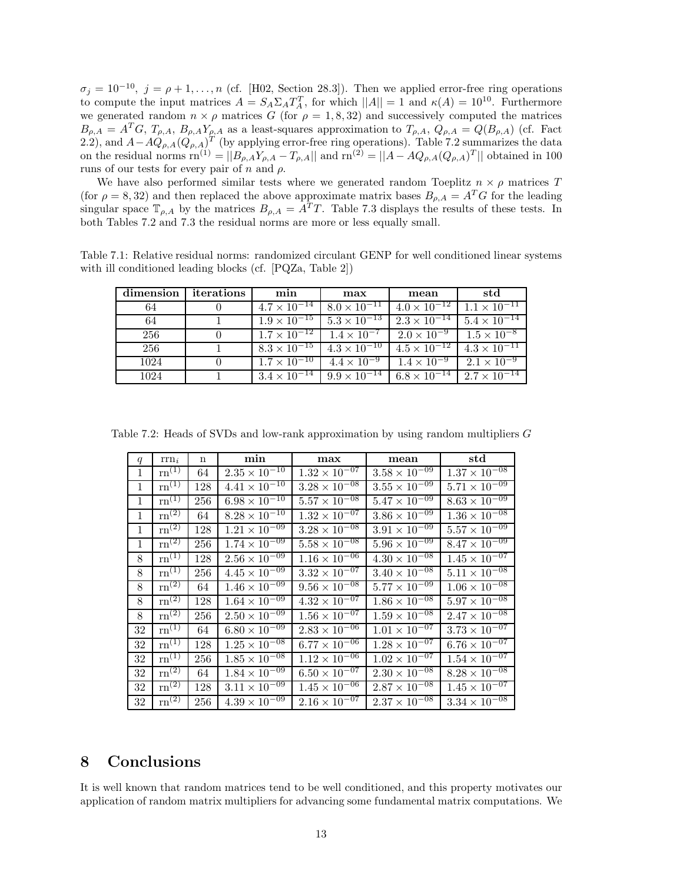$\sigma_j = 10^{-10},\ j = \rho+1,\ldots,n$ (cf. [H02, Section 28.3]). Then we applied error-free ring operations to compute the input matrices $A = S_A \Sigma_A T_A^T$, for which $||A|| = 1$ and $\kappa(A) = 10^{10}$. Furthermore we generated random $n \times \rho$ matrices $G$ (for $\rho = 1, 8, 32$) and successively computed the matrices $B_{\rho,A} = A^T G$, $T_{\rho,A}$, $B_{\rho,A} Y_{\rho,A}$ as a least-squares approximation to $T_{\rho,A}$, $Q_{\rho,A} = Q(B_{\rho,A})$ (cf. Fact 2.2), and $A - AQ_{\rho,A}(Q_{\rho,A})^T$ (by applying error-free ring operations). Table 7.2 summarizes the data on the residual norms $\text{rn}^{(1)} = ||B_{\rho,A} Y_{\rho,A} - T_{\rho,A}||$ and $\text{rn}^{(2)} = ||A - AQ_{\rho,A}(Q_{\rho,A})^T||$ obtained in 100 runs of our tests for every pair of $n$ and $\rho$.

We have also performed similar tests where we generated random Toeplitz $n \times \rho$ matrices $T$ (for $\rho = 8, 32$) and then replaced the above approximate matrix bases $B_{\rho,A} = A^T G$ for the leading singular space $\mathbb{T}_{\rho,A}$ by the matrices $B_{\rho,A} = A^T T$. Table 7.3 displays the results of these tests. In both Tables 7.2 and 7.3 the residual norms are more or less equally small.

Table 7.1: Relative residual norms: randomized circulant GENP for well conditioned linear systems with ill conditioned leading blocks (cf. [PQZa, Table 2])

| **dimension** | **iterations** | **min** | **max** | **mean** | **std** |
|---|---|---|---|---|---|
| 64 | 0 | $4.7 \times 10^{-14}$ | $8.0 \times 10^{-11}$ | $4.0 \times 10^{-12}$ | $1.1 \times 10^{-11}$ |
| 64 | 1 | $1.9 \times 10^{-15}$ | $5.3 \times 10^{-13}$ | $2.3 \times 10^{-14}$ | $5.4 \times 10^{-14}$ |
| 256 | 0 | $1.7 \times 10^{-12}$ | $1.4 \times 10^{-7}$ | $2.0 \times 10^{-9}$ | $1.5 \times 10^{-8}$ |
| 256 | 1 | $8.3 \times 10^{-15}$ | $4.3 \times 10^{-10}$ | $4.5 \times 10^{-12}$ | $4.3 \times 10^{-11}$ |
| 1024 | 0 | $1.7 \times 10^{-10}$ | $4.4 \times 10^{-9}$ | $1.4 \times 10^{-9}$ | $2.1 \times 10^{-9}$ |
| 1024 | 1 | $3.4 \times 10^{-14}$ | $9.9 \times 10^{-14}$ | $6.8 \times 10^{-14}$ | $2.7 \times 10^{-14}$ |

Table 7.2: Heads of SVDs and low-rank approximation by using random multipliers $G$

| $q$ | $\text{rrn}_i$ | n | **min** | **max** | **mean** | **std** |
|---|---|---|---|---|---|---|
| 1 | $\text{rn}^{(1)}$ | 64 | $2.35 \times 10^{-10}$ | $1.32 \times 10^{-07}$ | $3.58 \times 10^{-09}$ | $1.37 \times 10^{-08}$ |
| 1 | $\text{rn}^{(1)}$ | 128 | $4.41 \times 10^{-10}$ | $3.28 \times 10^{-08}$ | $3.55 \times 10^{-09}$ | $5.71 \times 10^{-09}$ |
| 1 | $\text{rn}^{(1)}$ | 256 | $6.98 \times 10^{-10}$ | $5.57 \times 10^{-08}$ | $5.47 \times 10^{-09}$ | $8.63 \times 10^{-09}$ |
| 1 | $\text{rn}^{(2)}$ | 64 | $8.28 \times 10^{-10}$ | $1.32 \times 10^{-07}$ | $3.86 \times 10^{-09}$ | $1.36 \times 10^{-08}$ |
| 1 | $\text{rn}^{(2)}$ | 128 | $1.21 \times 10^{-09}$ | $3.28 \times 10^{-08}$ | $3.91 \times 10^{-09}$ | $5.57 \times 10^{-09}$ |
| 1 | $\text{rn}^{(2)}$ | 256 | $1.74 \times 10^{-09}$ | $5.58 \times 10^{-08}$ | $5.96 \times 10^{-09}$ | $8.47 \times 10^{-09}$ |
| 8 | $\text{rn}^{(1)}$ | 128 | $2.56 \times 10^{-09}$ | $1.16 \times 10^{-06}$ | $4.30 \times 10^{-08}$ | $1.45 \times 10^{-07}$ |
| 8 | $\text{rn}^{(1)}$ | 256 | $4.45 \times 10^{-09}$ | $3.32 \times 10^{-07}$ | $3.40 \times 10^{-08}$ | $5.11 \times 10^{-08}$ |
| 8 | $\text{rn}^{(2)}$ | 64 | $1.46 \times 10^{-09}$ | $9.56 \times 10^{-08}$ | $5.77 \times 10^{-09}$ | $1.06 \times 10^{-08}$ |
| 8 | $\text{rn}^{(2)}$ | 128 | $1.64 \times 10^{-09}$ | $4.32 \times 10^{-07}$ | $1.86 \times 10^{-08}$ | $5.97 \times 10^{-08}$ |
| 8 | $\text{rn}^{(2)}$ | 256 | $2.50 \times 10^{-09}$ | $1.56 \times 10^{-07}$ | $1.59 \times 10^{-08}$ | $2.47 \times 10^{-08}$ |
| 32 | $\text{rn}^{(1)}$ | 64 | $6.80 \times 10^{-09}$ | $2.83 \times 10^{-06}$ | $1.01 \times 10^{-07}$ | $3.73 \times 10^{-07}$ |
| 32 | $\text{rn}^{(1)}$ | 128 | $1.25 \times 10^{-08}$ | $6.77 \times 10^{-06}$ | $1.28 \times 10^{-07}$ | $6.76 \times 10^{-07}$ |
| 32 | $\text{rn}^{(1)}$ | 256 | $1.85 \times 10^{-08}$ | $1.12 \times 10^{-06}$ | $1.02 \times 10^{-07}$ | $1.54 \times 10^{-07}$ |
| 32 | $\text{rn}^{(2)}$ | 64 | $1.84 \times 10^{-09}$ | $6.50 \times 10^{-07}$ | $2.30 \times 10^{-08}$ | $8.28 \times 10^{-08}$ |
| 32 | $\text{rn}^{(2)}$ | 128 | $3.11 \times 10^{-09}$ | $1.45 \times 10^{-06}$ | $2.87 \times 10^{-08}$ | $1.45 \times 10^{-07}$ |
| 32 | $\text{rn}^{(2)}$ | 256 | $4.39 \times 10^{-09}$ | $2.16 \times 10^{-07}$ | $2.37 \times 10^{-08}$ | $3.34 \times 10^{-08}$ |

# 8 Conclusions

It is well known that random matrices tend to be well conditioned, and this property motivates our application of random matrix multipliers for advancing some fundamental matrix computations. We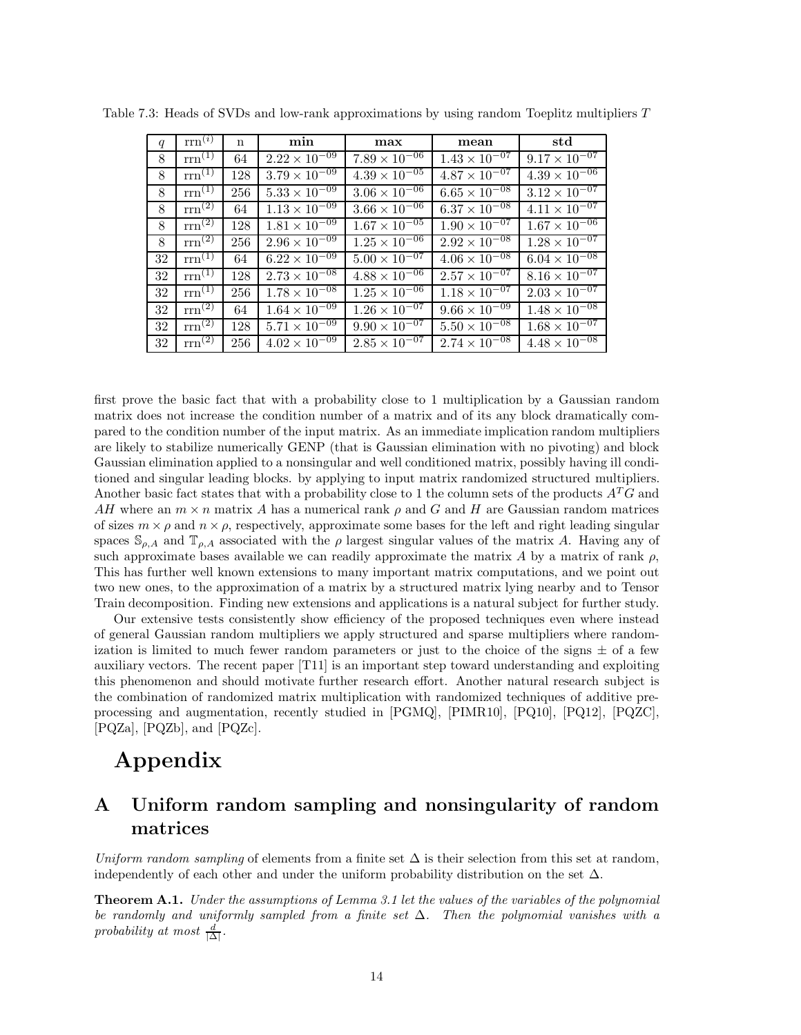Table 7.3: Heads of SVDs and low-rank approximations by using random Toeplitz multipliers $T$

| $q$ | $\mathrm{rrn}^{(i)}$ | n | **min** | **max** | **mean** | **std** |
|---|---|---|---|---|---|---|
| 8 | $\mathrm{rrn}^{(1)}$ | 64 | $2.22 \times 10^{-09}$ | $7.89 \times 10^{-06}$ | $1.43 \times 10^{-07}$ | $9.17 \times 10^{-07}$ |
| 8 | $\mathrm{rrn}^{(1)}$ | 128 | $3.79 \times 10^{-09}$ | $4.39 \times 10^{-05}$ | $4.87 \times 10^{-07}$ | $4.39 \times 10^{-06}$ |
| 8 | $\mathrm{rrn}^{(1)}$ | 256 | $5.33 \times 10^{-09}$ | $3.06 \times 10^{-06}$ | $6.65 \times 10^{-08}$ | $3.12 \times 10^{-07}$ |
| 8 | $\mathrm{rrn}^{(2)}$ | 64 | $1.13 \times 10^{-09}$ | $3.66 \times 10^{-06}$ | $6.37 \times 10^{-08}$ | $4.11 \times 10^{-07}$ |
| 8 | $\mathrm{rrn}^{(2)}$ | 128 | $1.81 \times 10^{-09}$ | $1.67 \times 10^{-05}$ | $1.90 \times 10^{-07}$ | $1.67 \times 10^{-06}$ |
| 8 | $\mathrm{rrn}^{(2)}$ | 256 | $2.96 \times 10^{-09}$ | $1.25 \times 10^{-06}$ | $2.92 \times 10^{-08}$ | $1.28 \times 10^{-07}$ |
| 32 | $\mathrm{rrn}^{(1)}$ | 64 | $6.22 \times 10^{-09}$ | $5.00 \times 10^{-07}$ | $4.06 \times 10^{-08}$ | $6.04 \times 10^{-08}$ |
| 32 | $\mathrm{rrn}^{(1)}$ | 128 | $2.73 \times 10^{-08}$ | $4.88 \times 10^{-06}$ | $2.57 \times 10^{-07}$ | $8.16 \times 10^{-07}$ |
| 32 | $\mathrm{rrn}^{(1)}$ | 256 | $1.78 \times 10^{-08}$ | $1.25 \times 10^{-06}$ | $1.18 \times 10^{-07}$ | $2.03 \times 10^{-07}$ |
| 32 | $\mathrm{rrn}^{(2)}$ | 64 | $1.64 \times 10^{-09}$ | $1.26 \times 10^{-07}$ | $9.66 \times 10^{-09}$ | $1.48 \times 10^{-08}$ |
| 32 | $\mathrm{rrn}^{(2)}$ | 128 | $5.71 \times 10^{-09}$ | $9.90 \times 10^{-07}$ | $5.50 \times 10^{-08}$ | $1.68 \times 10^{-07}$ |
| 32 | $\mathrm{rrn}^{(2)}$ | 256 | $4.02 \times 10^{-09}$ | $2.85 \times 10^{-07}$ | $2.74 \times 10^{-08}$ | $4.48 \times 10^{-08}$ |

first prove the basic fact that with a probability close to 1 multiplication by a Gaussian random matrix does not increase the condition number of a matrix and of its any block dramatically compared to the condition number of the input matrix. As an immediate implication random multipliers are likely to stabilize numerically GENP (that is Gaussian elimination with no pivoting) and block Gaussian elimination applied to a nonsingular and well conditioned matrix, possibly having ill conditioned and singular leading blocks. by applying to input matrix randomized structured multipliers. Another basic fact states that with a probability close to 1 the column sets of the products $A^TG$ and $AH$ where an $m \times n$ matrix $A$ has a numerical rank $\rho$ and $G$ and $H$ are Gaussian random matrices of sizes $m \times \rho$ and $n \times \rho$, respectively, approximate some bases for the left and right leading singular spaces $\mathbb{S}_{\rho,A}$ and $\mathbb{T}_{\rho,A}$ associated with the $\rho$ largest singular values of the matrix $A$. Having any of such approximate bases available we can readily approximate the matrix $A$ by a matrix of rank $\rho$, This has further well known extensions to many important matrix computations, and we point out two new ones, to the approximation of a matrix by a structured matrix lying nearby and to Tensor Train decomposition. Finding new extensions and applications is a natural subject for further study.

Our extensive tests consistently show efficiency of the proposed techniques even where instead of general Gaussian random multipliers we apply structured and sparse multipliers where randomization is limited to much fewer random parameters or just to the choice of the signs $\pm$ of a few auxiliary vectors. The recent paper [T11] is an important step toward understanding and exploiting this phenomenon and should motivate further research effort. Another natural research subject is the combination of randomized matrix multiplication with randomized techniques of additive preprocessing and augmentation, recently studied in [PGMQ], [PIMR10], [PQ10], [PQ12], [PQZC], [PQZa], [PQZb], and [PQZc].

# Appendix

## A Uniform random sampling and nonsingularity of random matrices

*Uniform random sampling* of elements from a finite set $\Delta$ is their selection from this set at random, independently of each other and under the uniform probability distribution on the set $\Delta$.

**Theorem A.1.** *Under the assumptions of Lemma 3.1 let the values of the variables of the polynomial be randomly and uniformly sampled from a finite set $\Delta$. Then the polynomial vanishes with a probability at most $\frac{d}{|\Delta|}$.*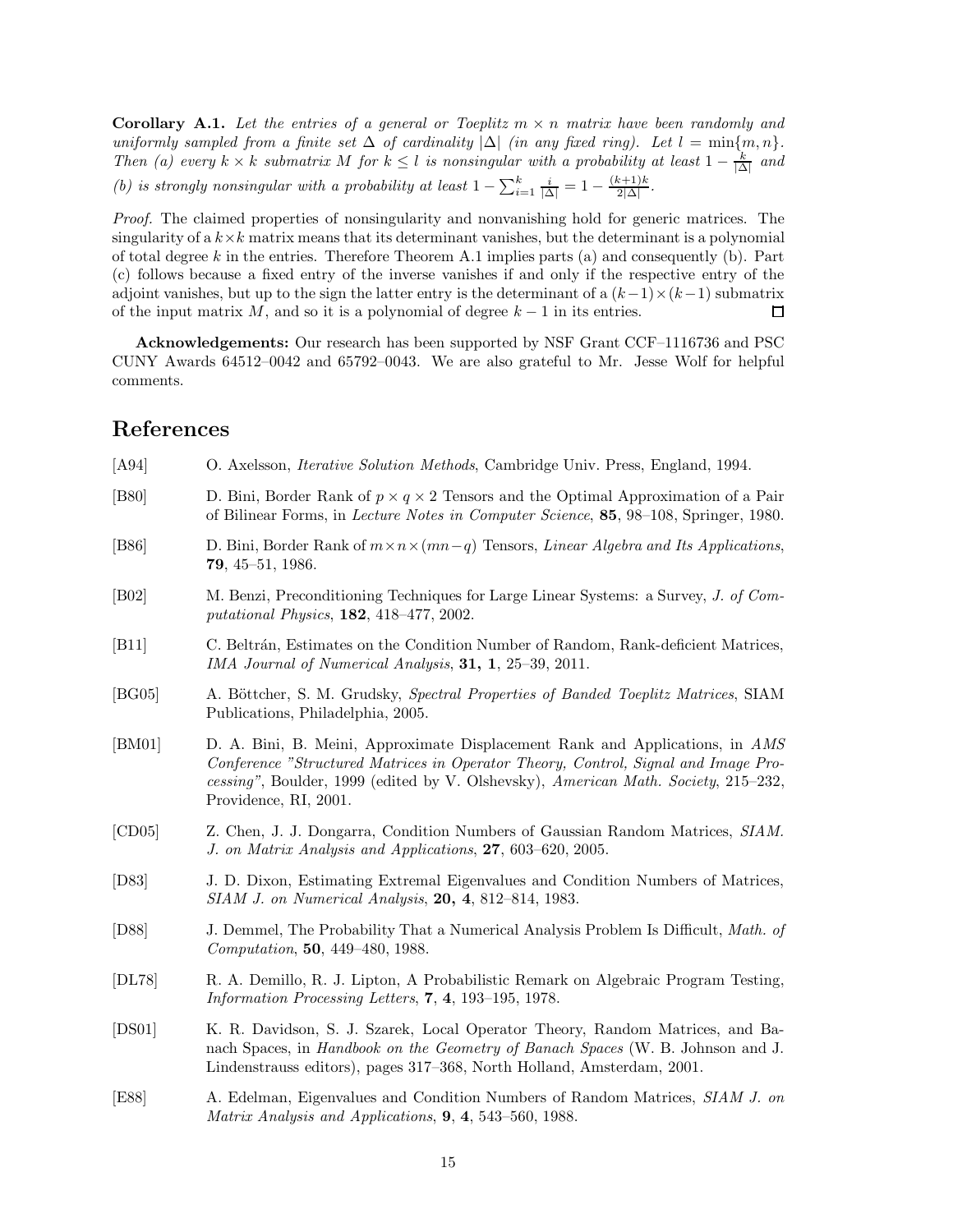**Corollary A.1.** *Let the entries of a general or Toeplitz $m \times n$ matrix have been randomly and uniformly sampled from a finite set $\Delta$ of cardinality $|\Delta|$ (in any fixed ring). Let $l = \min\{m, n\}$. Then (a) every $k \times k$ submatrix $M$ for $k \le l$ is nonsingular with a probability at least $1 - \frac{k}{|\Delta|}$ and (b) is strongly nonsingular with a probability at least $1 - \sum_{i=1}^{k} \frac{i}{|\Delta|} = 1 - \frac{(k+1)k}{2|\Delta|}$.*

*Proof.* The claimed properties of nonsingularity and nonvanishing hold for generic matrices. The singularity of a $k \times k$ matrix means that its determinant vanishes, but the determinant is a polynomial of total degree $k$ in the entries. Therefore Theorem A.1 implies parts (a) and consequently (b). Part (c) follows because a fixed entry of the inverse vanishes if and only if the respective entry of the adjoint vanishes, but up to the sign the latter entry is the determinant of a $(k-1) \times (k-1)$ submatrix of the input matrix $M$, and so it is a polynomial of degree $k - 1$ in its entries. □

**Acknowledgements:** Our research has been supported by NSF Grant CCF–1116736 and PSC CUNY Awards 64512–0042 and 65792–0043. We are also grateful to Mr. Jesse Wolf for helpful comments.

# References

[A94] O. Axelsson, *Iterative Solution Methods*, Cambridge Univ. Press, England, 1994.

[B80] D. Bini, Border Rank of $p \times q \times 2$ Tensors and the Optimal Approximation of a Pair of Bilinear Forms, in *Lecture Notes in Computer Science*, **85**, 98–108, Springer, 1980.

[B86] D. Bini, Border Rank of $m \times n \times (mn-q)$ Tensors, *Linear Algebra and Its Applications*, **79**, 45–51, 1986.

[B02] M. Benzi, Preconditioning Techniques for Large Linear Systems: a Survey, *J. of Computational Physics*, **182**, 418–477, 2002.

[B11] C. Beltrán, Estimates on the Condition Number of Random, Rank-deficient Matrices, *IMA Journal of Numerical Analysis*, **31, 1**, 25–39, 2011.

[BG05] A. Böttcher, S. M. Grudsky, *Spectral Properties of Banded Toeplitz Matrices*, SIAM Publications, Philadelphia, 2005.

[BM01] D. A. Bini, B. Meini, Approximate Displacement Rank and Applications, in *AMS Conference "Structured Matrices in Operator Theory, Control, Signal and Image Processing"*, Boulder, 1999 (edited by V. Olshevsky), *American Math. Society*, 215–232, Providence, RI, 2001.

[CD05] Z. Chen, J. J. Dongarra, Condition Numbers of Gaussian Random Matrices, *SIAM. J. on Matrix Analysis and Applications*, **27**, 603–620, 2005.

[D83] J. D. Dixon, Estimating Extremal Eigenvalues and Condition Numbers of Matrices, *SIAM J. on Numerical Analysis*, **20, 4**, 812–814, 1983.

[D88] J. Demmel, The Probability That a Numerical Analysis Problem Is Difficult, *Math. of Computation*, **50**, 449–480, 1988.

[DL78] R. A. Demillo, R. J. Lipton, A Probabilistic Remark on Algebraic Program Testing, *Information Processing Letters*, **7, 4**, 193–195, 1978.

[DS01] K. R. Davidson, S. J. Szarek, Local Operator Theory, Random Matrices, and Banach Spaces, in *Handbook on the Geometry of Banach Spaces* (W. B. Johnson and J. Lindenstrauss editors), pages 317–368, North Holland, Amsterdam, 2001.

[E88] A. Edelman, Eigenvalues and Condition Numbers of Random Matrices, *SIAM J. on Matrix Analysis and Applications*, **9, 4**, 543–560, 1988.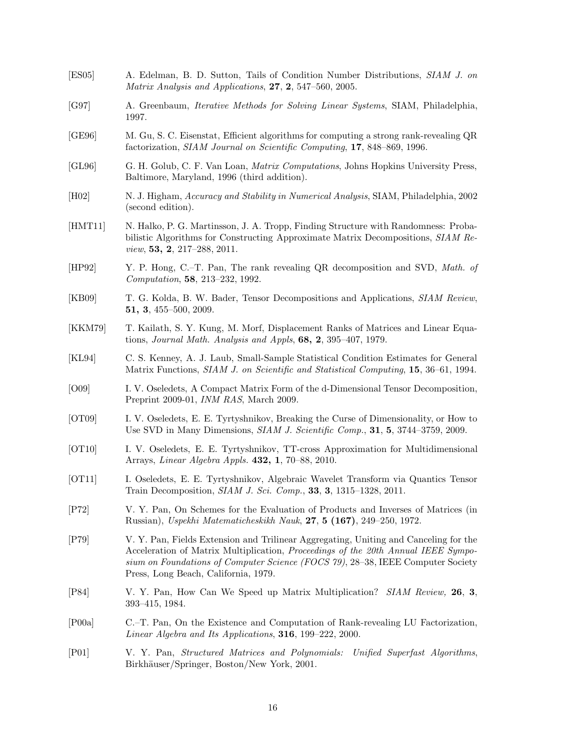[ES05] A. Edelman, B. D. Sutton, Tails of Condition Number Distributions, *SIAM J. on Matrix Analysis and Applications*, **27**, **2**, 547–560, 2005.

[G97] A. Greenbaum, *Iterative Methods for Solving Linear Systems*, SIAM, Philadelphia, 1997.

[GE96] M. Gu, S. C. Eisenstat, Efficient algorithms for computing a strong rank-revealing QR factorization, *SIAM Journal on Scientific Computing*, **17**, 848–869, 1996.

[GL96] G. H. Golub, C. F. Van Loan, *Matrix Computations*, Johns Hopkins University Press, Baltimore, Maryland, 1996 (third addition).

[H02] N. J. Higham, *Accuracy and Stability in Numerical Analysis*, SIAM, Philadelphia, 2002 (second edition).

[HMT11] N. Halko, P. G. Martinsson, J. A. Tropp, Finding Structure with Randomness: Probabilistic Algorithms for Constructing Approximate Matrix Decompositions, *SIAM Review*, **53, 2**, 217–288, 2011.

[HP92] Y. P. Hong, C.–T. Pan, The rank revealing QR decomposition and SVD, *Math. of Computation*, **58**, 213–232, 1992.

[KB09] T. G. Kolda, B. W. Bader, Tensor Decompositions and Applications, *SIAM Review*, **51, 3**, 455–500, 2009.

[KKM79] T. Kailath, S. Y. Kung, M. Morf, Displacement Ranks of Matrices and Linear Equations, *Journal Math. Analysis and Appls*, **68, 2**, 395–407, 1979.

[KL94] C. S. Kenney, A. J. Laub, Small-Sample Statistical Condition Estimates for General Matrix Functions, *SIAM J. on Scientific and Statistical Computing*, **15**, 36–61, 1994.

[O09] I. V. Oseledets, A Compact Matrix Form of the d-Dimensional Tensor Decomposition, Preprint 2009-01, *INM RAS*, March 2009.

[OT09] I. V. Oseledets, E. E. Tyrtyshnikov, Breaking the Curse of Dimensionality, or How to Use SVD in Many Dimensions, *SIAM J. Scientific Comp.*, **31**, **5**, 3744–3759, 2009.

[OT10] I. V. Oseledets, E. E. Tyrtyshnikov, TT-cross Approximation for Multidimensional Arrays, *Linear Algebra Appls.* **432, 1**, 70–88, 2010.

[OT11] I. Oseledets, E. E. Tyrtyshnikov, Algebraic Wavelet Transform via Quantics Tensor Train Decomposition, *SIAM J. Sci. Comp.*, **33**, **3**, 1315–1328, 2011.

[P72] V. Y. Pan, On Schemes for the Evaluation of Products and Inverses of Matrices (in Russian), *Uspekhi Matematicheskikh Nauk*, **27**, **5 (167)**, 249–250, 1972.

[P79] V. Y. Pan, Fields Extension and Trilinear Aggregating, Uniting and Canceling for the Acceleration of Matrix Multiplication, *Proceedings of the 20th Annual IEEE Symposium on Foundations of Computer Science (FOCS 79)*, 28–38, IEEE Computer Society Press, Long Beach, California, 1979.

[P84] V. Y. Pan, How Can We Speed up Matrix Multiplication? *SIAM Review,* **26**, **3**, 393–415, 1984.

[P00a] C.–T. Pan, On the Existence and Computation of Rank-revealing LU Factorization, *Linear Algebra and Its Applications*, **316**, 199–222, 2000.

[P01] V. Y. Pan, *Structured Matrices and Polynomials: Unified Superfast Algorithms*, Birkhäuser/Springer, Boston/New York, 2001.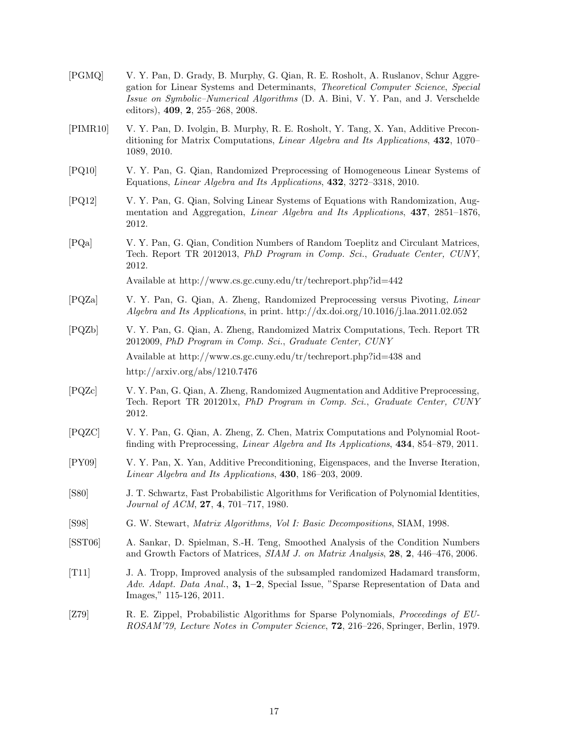[PGMQ] V. Y. Pan, D. Grady, B. Murphy, G. Qian, R. E. Rosholt, A. Ruslanov, Schur Aggregation for Linear Systems and Determinants, *Theoretical Computer Science*, *Special Issue on Symbolic–Numerical Algorithms* (D. A. Bini, V. Y. Pan, and J. Verschelde editors), **409**, **2**, 255–268, 2008.

[PIMR10] V. Y. Pan, D. Ivolgin, B. Murphy, R. E. Rosholt, Y. Tang, X. Yan, Additive Preconditioning for Matrix Computations, *Linear Algebra and Its Applications*, **432**, 1070–1089, 2010.

[PQ10] V. Y. Pan, G. Qian, Randomized Preprocessing of Homogeneous Linear Systems of Equations, *Linear Algebra and Its Applications*, **432**, 3272–3318, 2010.

[PQ12] V. Y. Pan, G. Qian, Solving Linear Systems of Equations with Randomization, Augmentation and Aggregation, *Linear Algebra and Its Applications*, **437**, 2851–1876, 2012.

[PQa] V. Y. Pan, G. Qian, Condition Numbers of Random Toeplitz and Circulant Matrices, Tech. Report TR 2012013, *PhD Program in Comp. Sci.*, *Graduate Center, CUNY*, 2012.
Available at http://www.cs.gc.cuny.edu/tr/techreport.php?id=442

[PQZa] V. Y. Pan, G. Qian, A. Zheng, Randomized Preprocessing versus Pivoting, *Linear Algebra and Its Applications*, in print. http://dx.doi.org/10.1016/j.laa.2011.02.052

[PQZb] V. Y. Pan, G. Qian, A. Zheng, Randomized Matrix Computations, Tech. Report TR 2012009, *PhD Program in Comp. Sci.*, *Graduate Center, CUNY*
Available at http://www.cs.gc.cuny.edu/tr/techreport.php?id=438 and
http://arxiv.org/abs/1210.7476

[PQZc] V. Y. Pan, G. Qian, A. Zheng, Randomized Augmentation and Additive Preprocessing, Tech. Report TR 201201x, *PhD Program in Comp. Sci.*, *Graduate Center, CUNY* 2012.

[PQZC] V. Y. Pan, G. Qian, A. Zheng, Z. Chen, Matrix Computations and Polynomial Root-finding with Preprocessing, *Linear Algebra and Its Applications*, **434**, 854–879, 2011.

[PY09] V. Y. Pan, X. Yan, Additive Preconditioning, Eigenspaces, and the Inverse Iteration, *Linear Algebra and Its Applications*, **430**, 186–203, 2009.

[S80] J. T. Schwartz, Fast Probabilistic Algorithms for Verification of Polynomial Identities, *Journal of ACM*, **27**, **4**, 701–717, 1980.

[S98] G. W. Stewart, *Matrix Algorithms, Vol I: Basic Decompositions*, SIAM, 1998.

[SST06] A. Sankar, D. Spielman, S.-H. Teng, Smoothed Analysis of the Condition Numbers and Growth Factors of Matrices, *SIAM J. on Matrix Analysis*, **28**, **2**, 446–476, 2006.

[T11] J. A. Tropp, Improved analysis of the subsampled randomized Hadamard transform, *Adv. Adapt. Data Anal.*, **3, 1–2**, Special Issue, "Sparse Representation of Data and Images," 115-126, 2011.

[Z79] R. E. Zippel, Probabilistic Algorithms for Sparse Polynomials, *Proceedings of EUROSAM'79, Lecture Notes in Computer Science*, **72**, 216–226, Springer, Berlin, 1979.